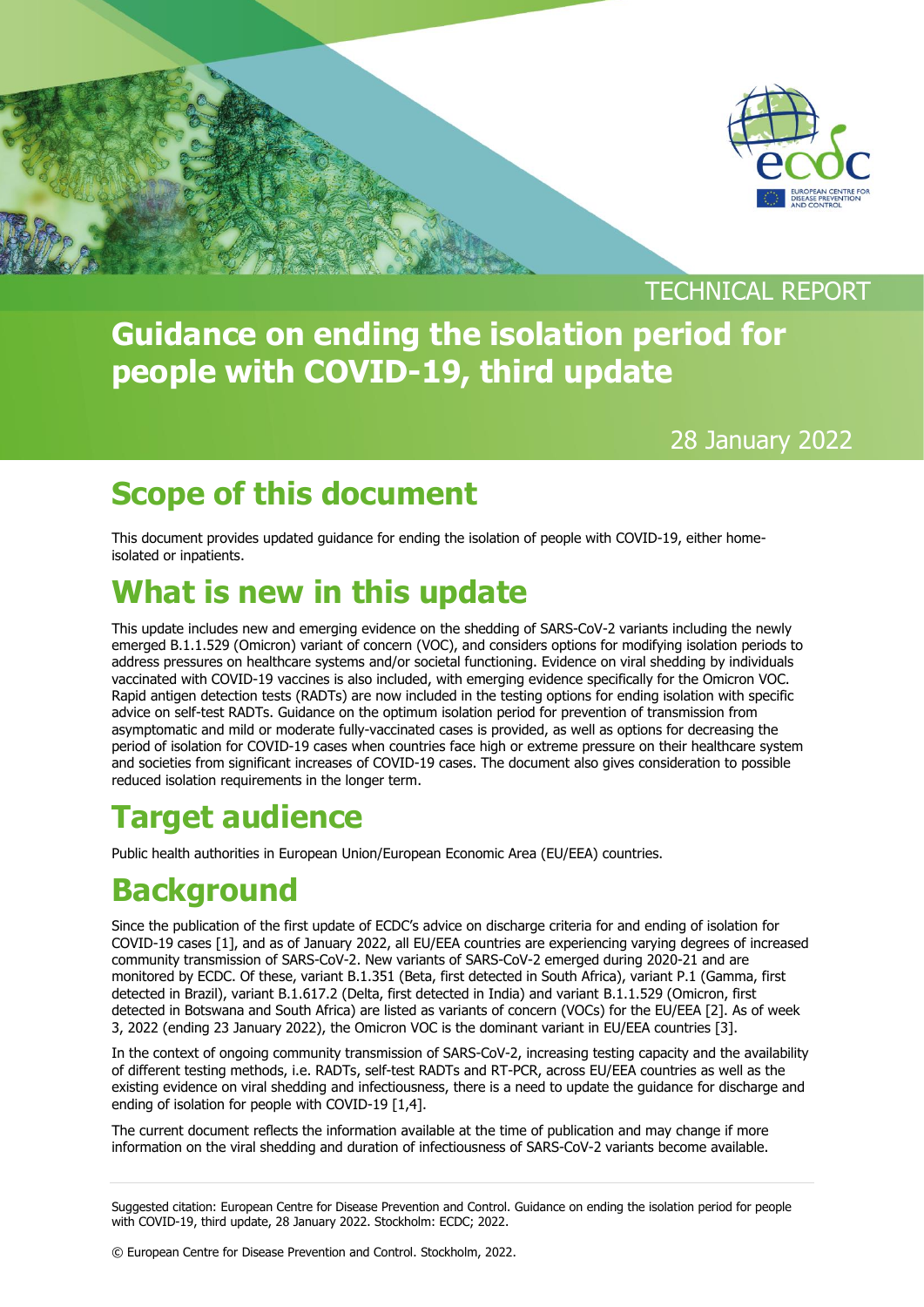TECHNICAL REPORT

# Guidance on ending the isolation period for people with COVID-19, third update

28 January 2022

## Scope of this document

This document provides updated guidance for ending the isolation of people with COVID-19, either home-isolated or inpatients.

## What is new in this update

This update includes new and emerging evidence on the shedding of SARS-CoV-2 variants including the newly emerged B.1.1.529 (Omicron) variant of concern (VOC), and considers options for modifying isolation periods to address pressures on healthcare systems and/or societal functioning. Evidence on viral shedding by individuals vaccinated with COVID-19 vaccines is also included, with emerging evidence specifically for the Omicron VOC. Rapid antigen detection tests (RADTs) are now included in the testing options for ending isolation with specific advice on self-test RADTs. Guidance on the optimum isolation period for prevention of transmission from asymptomatic and mild or moderate fully-vaccinated cases is provided, as well as options for decreasing the period of isolation for COVID-19 cases when countries face high or extreme pressure on their healthcare system and societies from significant increases of COVID-19 cases. The document also gives consideration to possible reduced isolation requirements in the longer term.

## Target audience

Public health authorities in European Union/European Economic Area (EU/EEA) countries.

## Background

Since the publication of the first update of ECDC's advice on discharge criteria for and ending of isolation for COVID-19 cases [1], and as of January 2022, all EU/EEA countries are experiencing varying degrees of increased community transmission of SARS-CoV-2. New variants of SARS-CoV-2 emerged during 2020-21 and are monitored by ECDC. Of these, variant B.1.351 (Beta, first detected in South Africa), variant P.1 (Gamma, first detected in Brazil), variant B.1.617.2 (Delta, first detected in India) and variant B.1.1.529 (Omicron, first detected in Botswana and South Africa) are listed as variants of concern (VOCs) for the EU/EEA [2]. As of week 3, 2022 (ending 23 January 2022), the Omicron VOC is the dominant variant in EU/EEA countries [3].

In the context of ongoing community transmission of SARS-CoV-2, increasing testing capacity and the availability of different testing methods, i.e. RADTs, self-test RADTs and RT-PCR, across EU/EEA countries as well as the existing evidence on viral shedding and infectiousness, there is a need to update the guidance for discharge and ending of isolation for people with COVID-19 [1,4].

The current document reflects the information available at the time of publication and may change if more information on the viral shedding and duration of infectiousness of SARS-CoV-2 variants become available.

Suggested citation: European Centre for Disease Prevention and Control. Guidance on ending the isolation period for people with COVID-19, third update, 28 January 2022. Stockholm: ECDC; 2022.

© European Centre for Disease Prevention and Control. Stockholm, 2022.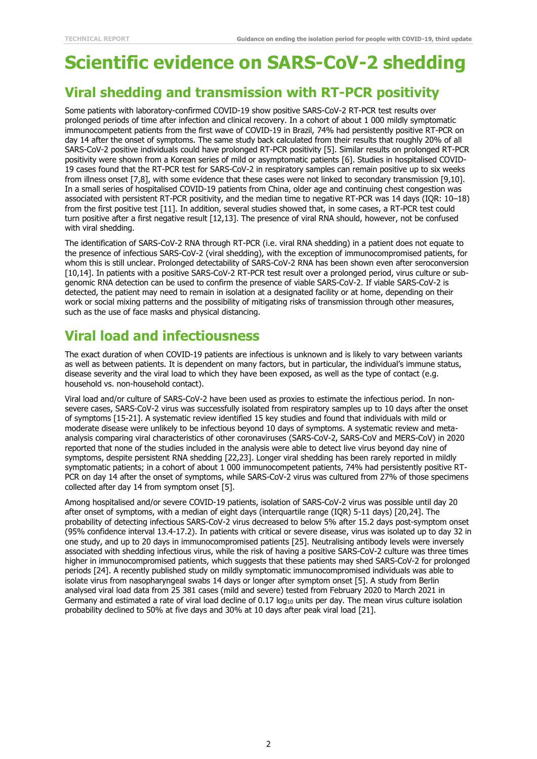# Scientific evidence on SARS-CoV-2 shedding

## Viral shedding and transmission with RT-PCR positivity

Some patients with laboratory-confirmed COVID-19 show positive SARS-CoV-2 RT-PCR test results over prolonged periods of time after infection and clinical recovery. In a cohort of about 1 000 mildly symptomatic immunocompetent patients from the first wave of COVID-19 in Brazil, 74% had persistently positive RT-PCR on day 14 after the onset of symptoms. The same study back calculated from their results that roughly 20% of all SARS-CoV-2 positive individuals could have prolonged RT-PCR positivity [5]. Similar results on prolonged RT-PCR positivity were shown from a Korean series of mild or asymptomatic patients [6]. Studies in hospitalised COVID-19 cases found that the RT-PCR test for SARS-CoV-2 in respiratory samples can remain positive up to six weeks from illness onset [7,8], with some evidence that these cases were not linked to secondary transmission [9,10]. In a small series of hospitalised COVID-19 patients from China, older age and continuing chest congestion was associated with persistent RT-PCR positivity, and the median time to negative RT-PCR was 14 days (IQR: 10–18) from the first positive test [11]. In addition, several studies showed that, in some cases, a RT-PCR test could turn positive after a first negative result [12,13]. The presence of viral RNA should, however, not be confused with viral shedding.

The identification of SARS-CoV-2 RNA through RT-PCR (i.e. viral RNA shedding) in a patient does not equate to the presence of infectious SARS-CoV-2 (viral shedding), with the exception of immunocompromised patients, for whom this is still unclear. Prolonged detectability of SARS-CoV-2 RNA has been shown even after seroconversion [10,14]. In patients with a positive SARS-CoV-2 RT-PCR test result over a prolonged period, virus culture or sub-genomic RNA detection can be used to confirm the presence of viable SARS-CoV-2. If viable SARS-CoV-2 is detected, the patient may need to remain in isolation at a designated facility or at home, depending on their work or social mixing patterns and the possibility of mitigating risks of transmission through other measures, such as the use of face masks and physical distancing.

## Viral load and infectiousness

The exact duration of when COVID-19 patients are infectious is unknown and is likely to vary between variants as well as between patients. It is dependent on many factors, but in particular, the individual's immune status, disease severity and the viral load to which they have been exposed, as well as the type of contact (e.g. household vs. non-household contact).

Viral load and/or culture of SARS-CoV-2 have been used as proxies to estimate the infectious period. In non-severe cases, SARS-CoV-2 virus was successfully isolated from respiratory samples up to 10 days after the onset of symptoms [15-21]. A systematic review identified 15 key studies and found that individuals with mild or moderate disease were unlikely to be infectious beyond 10 days of symptoms. A systematic review and meta-analysis comparing viral characteristics of other coronaviruses (SARS-CoV-2, SARS-CoV and MERS-CoV) in 2020 reported that none of the studies included in the analysis were able to detect live virus beyond day nine of symptoms, despite persistent RNA shedding [22,23]. Longer viral shedding has been rarely reported in mildly symptomatic patients; in a cohort of about 1 000 immunocompetent patients, 74% had persistently positive RT-PCR on day 14 after the onset of symptoms, while SARS-CoV-2 virus was cultured from 27% of those specimens collected after day 14 from symptom onset [5].

Among hospitalised and/or severe COVID-19 patients, isolation of SARS-CoV-2 virus was possible until day 20 after onset of symptoms, with a median of eight days (interquartile range (IQR) 5-11 days) [20,24]. The probability of detecting infectious SARS-CoV-2 virus decreased to below 5% after 15.2 days post-symptom onset (95% confidence interval 13.4-17.2). In patients with critical or severe disease, virus was isolated up to day 32 in one study, and up to 20 days in immunocompromised patients [25]. Neutralising antibody levels were inversely associated with shedding infectious virus, while the risk of having a positive SARS-CoV-2 culture was three times higher in immunocompromised patients, which suggests that these patients may shed SARS-CoV-2 for prolonged periods [24]. A recently published study on mildly symptomatic immunocompromised individuals was able to isolate virus from nasopharyngeal swabs 14 days or longer after symptom onset [5]. A study from Berlin analysed viral load data from 25 381 cases (mild and severe) tested from February 2020 to March 2021 in Germany and estimated a rate of viral load decline of 0.17 $\log_{10}$ units per day. The mean virus culture isolation probability declined to 50% at five days and 30% at 10 days after peak viral load [21].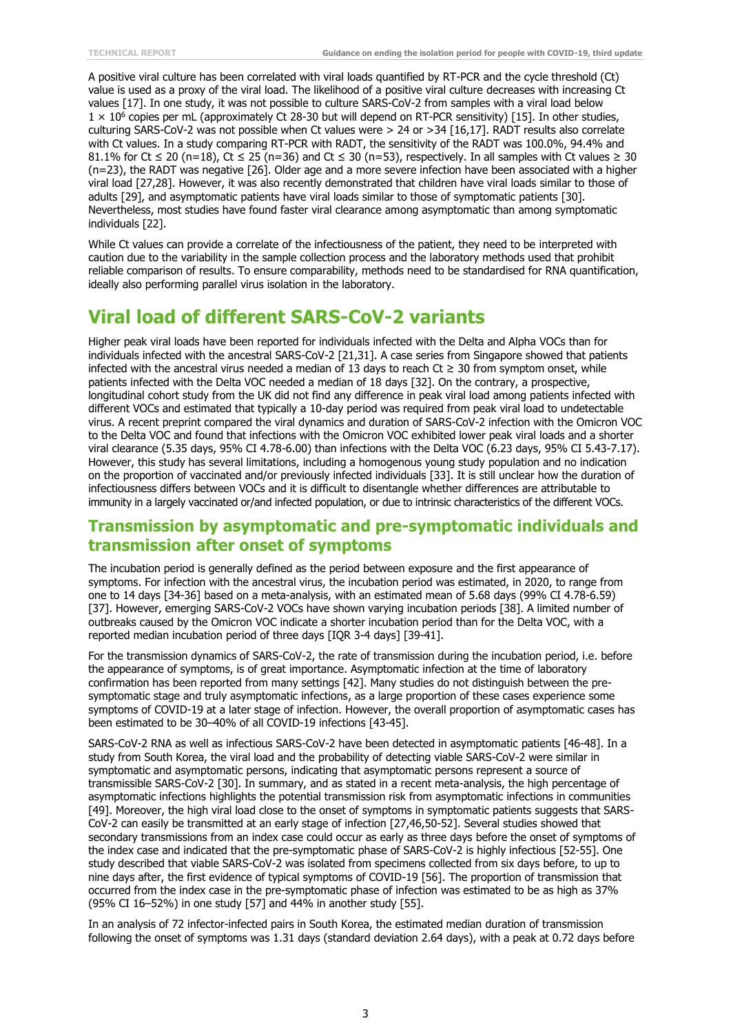A positive viral culture has been correlated with viral loads quantified by RT-PCR and the cycle threshold (Ct) value is used as a proxy of the viral load. The likelihood of a positive viral culture decreases with increasing Ct values [17]. In one study, it was not possible to culture SARS-CoV-2 from samples with a viral load below $1 \times 10^6$ copies per mL (approximately Ct 28-30 but will depend on RT-PCR sensitivity) [15]. In other studies, culturing SARS-CoV-2 was not possible when Ct values were > 24 or >34 [16,17]. RADT results also correlate with Ct values. In a study comparing RT-PCR with RADT, the sensitivity of the RADT was 100.0%, 94.4% and 81.1% for Ct ≤ 20 (n=18), Ct ≤ 25 (n=36) and Ct ≤ 30 (n=53), respectively. In all samples with Ct values ≥ 30 (n=23), the RADT was negative [26]. Older age and a more severe infection have been associated with a higher viral load [27,28]. However, it was also recently demonstrated that children have viral loads similar to those of adults [29], and asymptomatic patients have viral loads similar to those of symptomatic patients [30]. Nevertheless, most studies have found faster viral clearance among asymptomatic than among symptomatic individuals [22].

While Ct values can provide a correlate of the infectiousness of the patient, they need to be interpreted with caution due to the variability in the sample collection process and the laboratory methods used that prohibit reliable comparison of results. To ensure comparability, methods need to be standardised for RNA quantification, ideally also performing parallel virus isolation in the laboratory.

# Viral load of different SARS-CoV-2 variants

Higher peak viral loads have been reported for individuals infected with the Delta and Alpha VOCs than for individuals infected with the ancestral SARS-CoV-2 [21,31]. A case series from Singapore showed that patients infected with the ancestral virus needed a median of 13 days to reach Ct ≥ 30 from symptom onset, while patients infected with the Delta VOC needed a median of 18 days [32]. On the contrary, a prospective, longitudinal cohort study from the UK did not find any difference in peak viral load among patients infected with different VOCs and estimated that typically a 10-day period was required from peak viral load to undetectable virus. A recent preprint compared the viral dynamics and duration of SARS-CoV-2 infection with the Omicron VOC to the Delta VOC and found that infections with the Omicron VOC exhibited lower peak viral loads and a shorter viral clearance (5.35 days, 95% CI 4.78-6.00) than infections with the Delta VOC (6.23 days, 95% CI 5.43-7.17). However, this study has several limitations, including a homogenous young study population and no indication on the proportion of vaccinated and/or previously infected individuals [33]. It is still unclear how the duration of infectiousness differs between VOCs and it is difficult to disentangle whether differences are attributable to immunity in a largely vaccinated or/and infected population, or due to intrinsic characteristics of the different VOCs.

## Transmission by asymptomatic and pre-symptomatic individuals and transmission after onset of symptoms

The incubation period is generally defined as the period between exposure and the first appearance of symptoms. For infection with the ancestral virus, the incubation period was estimated, in 2020, to range from one to 14 days [34-36] based on a meta-analysis, with an estimated mean of 5.68 days (99% CI 4.78-6.59) [37]. However, emerging SARS-CoV-2 VOCs have shown varying incubation periods [38]. A limited number of outbreaks caused by the Omicron VOC indicate a shorter incubation period than for the Delta VOC, with a reported median incubation period of three days [IQR 3-4 days] [39-41].

For the transmission dynamics of SARS-CoV-2, the rate of transmission during the incubation period, i.e. before the appearance of symptoms, is of great importance. Asymptomatic infection at the time of laboratory confirmation has been reported from many settings [42]. Many studies do not distinguish between the pre-symptomatic stage and truly asymptomatic infections, as a large proportion of these cases experience some symptoms of COVID-19 at a later stage of infection. However, the overall proportion of asymptomatic cases has been estimated to be 30–40% of all COVID-19 infections [43-45].

SARS-CoV-2 RNA as well as infectious SARS-CoV-2 have been detected in asymptomatic patients [46-48]. In a study from South Korea, the viral load and the probability of detecting viable SARS-CoV-2 were similar in symptomatic and asymptomatic persons, indicating that asymptomatic persons represent a source of transmissible SARS-CoV-2 [30]. In summary, and as stated in a recent meta-analysis, the high percentage of asymptomatic infections highlights the potential transmission risk from asymptomatic infections in communities [49]. Moreover, the high viral load close to the onset of symptoms in symptomatic patients suggests that SARS-CoV-2 can easily be transmitted at an early stage of infection [27,46,50-52]. Several studies showed that secondary transmissions from an index case could occur as early as three days before the onset of symptoms of the index case and indicated that the pre-symptomatic phase of SARS-CoV-2 is highly infectious [52-55]. One study described that viable SARS-CoV-2 was isolated from specimens collected from six days before, to up to nine days after, the first evidence of typical symptoms of COVID-19 [56]. The proportion of transmission that occurred from the index case in the pre-symptomatic phase of infection was estimated to be as high as 37% (95% CI 16–52%) in one study [57] and 44% in another study [55].

In an analysis of 72 infector-infected pairs in South Korea, the estimated median duration of transmission following the onset of symptoms was 1.31 days (standard deviation 2.64 days), with a peak at 0.72 days before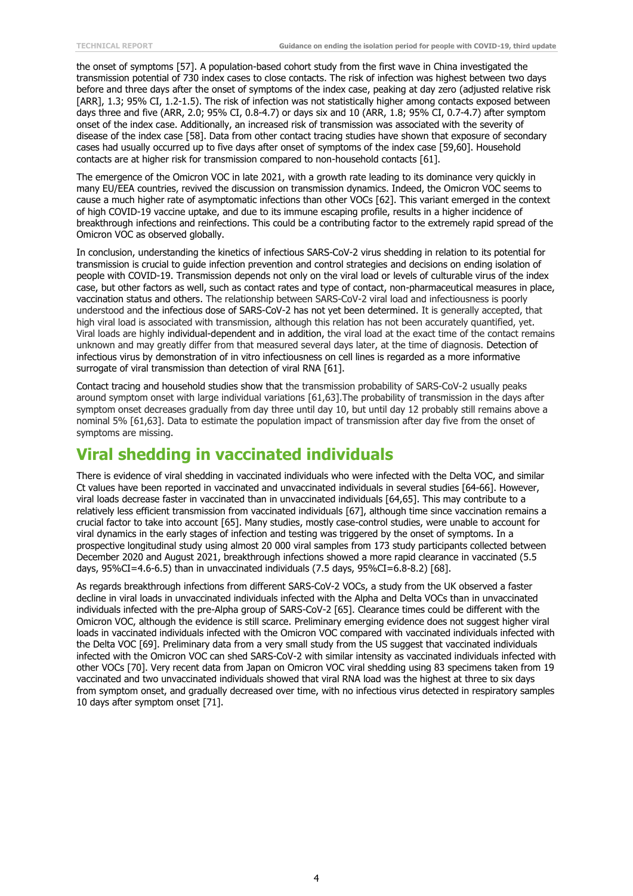the onset of symptoms [57]. A population-based cohort study from the first wave in China investigated the transmission potential of 730 index cases to close contacts. The risk of infection was highest between two days before and three days after the onset of symptoms of the index case, peaking at day zero (adjusted relative risk [ARR], 1.3; 95% CI, 1.2-1.5). The risk of infection was not statistically higher among contacts exposed between days three and five (ARR, 2.0; 95% CI, 0.8-4.7) or days six and 10 (ARR, 1.8; 95% CI, 0.7-4.7) after symptom onset of the index case. Additionally, an increased risk of transmission was associated with the severity of disease of the index case [58]. Data from other contact tracing studies have shown that exposure of secondary cases had usually occurred up to five days after onset of symptoms of the index case [59,60]. Household contacts are at higher risk for transmission compared to non-household contacts [61].

The emergence of the Omicron VOC in late 2021, with a growth rate leading to its dominance very quickly in many EU/EEA countries, revived the discussion on transmission dynamics. Indeed, the Omicron VOC seems to cause a much higher rate of asymptomatic infections than other VOCs [62]. This variant emerged in the context of high COVID-19 vaccine uptake, and due to its immune escaping profile, results in a higher incidence of breakthrough infections and reinfections. This could be a contributing factor to the extremely rapid spread of the Omicron VOC as observed globally.

In conclusion, understanding the kinetics of infectious SARS-CoV-2 virus shedding in relation to its potential for transmission is crucial to guide infection prevention and control strategies and decisions on ending isolation of people with COVID-19. Transmission depends not only on the viral load or levels of culturable virus of the index case, but other factors as well, such as contact rates and type of contact, non-pharmaceutical measures in place, vaccination status and others. The relationship between SARS-CoV-2 viral load and infectiousness is poorly understood and the infectious dose of SARS-CoV-2 has not yet been determined. It is generally accepted, that high viral load is associated with transmission, although this relation has not been accurately quantified, yet. Viral loads are highly individual-dependent and in addition, the viral load at the exact time of the contact remains unknown and may greatly differ from that measured several days later, at the time of diagnosis. Detection of infectious virus by demonstration of in vitro infectiousness on cell lines is regarded as a more informative surrogate of viral transmission than detection of viral RNA [61].

Contact tracing and household studies show that the transmission probability of SARS-CoV-2 usually peaks around symptom onset with large individual variations [61,63].The probability of transmission in the days after symptom onset decreases gradually from day three until day 10, but until day 12 probably still remains above a nominal 5% [61,63]. Data to estimate the population impact of transmission after day five from the onset of symptoms are missing.

## Viral shedding in vaccinated individuals

There is evidence of viral shedding in vaccinated individuals who were infected with the Delta VOC, and similar Ct values have been reported in vaccinated and unvaccinated individuals in several studies [64-66]. However, viral loads decrease faster in vaccinated than in unvaccinated individuals [64,65]. This may contribute to a relatively less efficient transmission from vaccinated individuals [67], although time since vaccination remains a crucial factor to take into account [65]. Many studies, mostly case-control studies, were unable to account for viral dynamics in the early stages of infection and testing was triggered by the onset of symptoms. In a prospective longitudinal study using almost 20 000 viral samples from 173 study participants collected between December 2020 and August 2021, breakthrough infections showed a more rapid clearance in vaccinated (5.5 days, 95%CI=4.6-6.5) than in unvaccinated individuals (7.5 days, 95%CI=6.8-8.2) [68].

As regards breakthrough infections from different SARS-CoV-2 VOCs, a study from the UK observed a faster decline in viral loads in unvaccinated individuals infected with the Alpha and Delta VOCs than in unvaccinated individuals infected with the pre-Alpha group of SARS-CoV-2 [65]. Clearance times could be different with the Omicron VOC, although the evidence is still scarce. Preliminary emerging evidence does not suggest higher viral loads in vaccinated individuals infected with the Omicron VOC compared with vaccinated individuals infected with the Delta VOC [69]. Preliminary data from a very small study from the US suggest that vaccinated individuals infected with the Omicron VOC can shed SARS-CoV-2 with similar intensity as vaccinated individuals infected with other VOCs [70]. Very recent data from Japan on Omicron VOC viral shedding using 83 specimens taken from 19 vaccinated and two unvaccinated individuals showed that viral RNA load was the highest at three to six days from symptom onset, and gradually decreased over time, with no infectious virus detected in respiratory samples 10 days after symptom onset [71].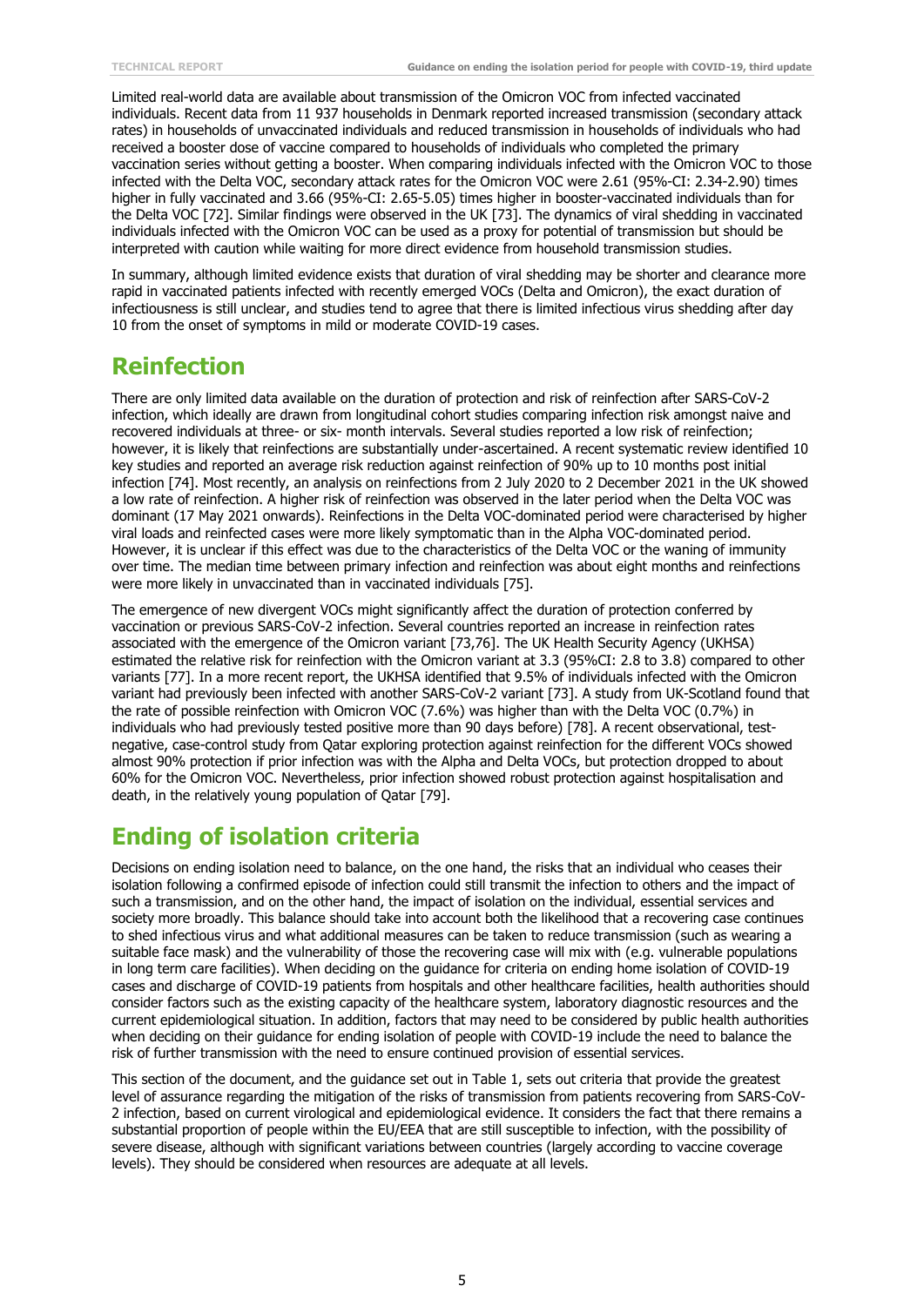Limited real-world data are available about transmission of the Omicron VOC from infected vaccinated individuals. Recent data from 11 937 households in Denmark reported increased transmission (secondary attack rates) in households of unvaccinated individuals and reduced transmission in households of individuals who had received a booster dose of vaccine compared to households of individuals who completed the primary vaccination series without getting a booster. When comparing individuals infected with the Omicron VOC to those infected with the Delta VOC, secondary attack rates for the Omicron VOC were 2.61 (95%-CI: 2.34-2.90) times higher in fully vaccinated and 3.66 (95%-CI: 2.65-5.05) times higher in booster-vaccinated individuals than for the Delta VOC [72]. Similar findings were observed in the UK [73]. The dynamics of viral shedding in vaccinated individuals infected with the Omicron VOC can be used as a proxy for potential of transmission but should be interpreted with caution while waiting for more direct evidence from household transmission studies.

In summary, although limited evidence exists that duration of viral shedding may be shorter and clearance more rapid in vaccinated patients infected with recently emerged VOCs (Delta and Omicron), the exact duration of infectiousness is still unclear, and studies tend to agree that there is limited infectious virus shedding after day 10 from the onset of symptoms in mild or moderate COVID-19 cases.

## Reinfection

There are only limited data available on the duration of protection and risk of reinfection after SARS-CoV-2 infection, which ideally are drawn from longitudinal cohort studies comparing infection risk amongst naive and recovered individuals at three- or six- month intervals. Several studies reported a low risk of reinfection; however, it is likely that reinfections are substantially under-ascertained. A recent systematic review identified 10 key studies and reported an average risk reduction against reinfection of 90% up to 10 months post initial infection [74]. Most recently, an analysis on reinfections from 2 July 2020 to 2 December 2021 in the UK showed a low rate of reinfection. A higher risk of reinfection was observed in the later period when the Delta VOC was dominant (17 May 2021 onwards). Reinfections in the Delta VOC-dominated period were characterised by higher viral loads and reinfected cases were more likely symptomatic than in the Alpha VOC-dominated period. However, it is unclear if this effect was due to the characteristics of the Delta VOC or the waning of immunity over time. The median time between primary infection and reinfection was about eight months and reinfections were more likely in unvaccinated than in vaccinated individuals [75].

The emergence of new divergent VOCs might significantly affect the duration of protection conferred by vaccination or previous SARS-CoV-2 infection. Several countries reported an increase in reinfection rates associated with the emergence of the Omicron variant [73,76]. The UK Health Security Agency (UKHSA) estimated the relative risk for reinfection with the Omicron variant at 3.3 (95%CI: 2.8 to 3.8) compared to other variants [77]. In a more recent report, the UKHSA identified that 9.5% of individuals infected with the Omicron variant had previously been infected with another SARS-CoV-2 variant [73]. A study from UK-Scotland found that the rate of possible reinfection with Omicron VOC (7.6%) was higher than with the Delta VOC (0.7%) in individuals who had previously tested positive more than 90 days before) [78]. A recent observational, test-negative, case-control study from Qatar exploring protection against reinfection for the different VOCs showed almost 90% protection if prior infection was with the Alpha and Delta VOCs, but protection dropped to about 60% for the Omicron VOC. Nevertheless, prior infection showed robust protection against hospitalisation and death, in the relatively young population of Qatar [79].

## Ending of isolation criteria

Decisions on ending isolation need to balance, on the one hand, the risks that an individual who ceases their isolation following a confirmed episode of infection could still transmit the infection to others and the impact of such a transmission, and on the other hand, the impact of isolation on the individual, essential services and society more broadly. This balance should take into account both the likelihood that a recovering case continues to shed infectious virus and what additional measures can be taken to reduce transmission (such as wearing a suitable face mask) and the vulnerability of those the recovering case will mix with (e.g. vulnerable populations in long term care facilities). When deciding on the guidance for criteria on ending home isolation of COVID-19 cases and discharge of COVID-19 patients from hospitals and other healthcare facilities, health authorities should consider factors such as the existing capacity of the healthcare system, laboratory diagnostic resources and the current epidemiological situation. In addition, factors that may need to be considered by public health authorities when deciding on their guidance for ending isolation of people with COVID-19 include the need to balance the risk of further transmission with the need to ensure continued provision of essential services.

This section of the document, and the guidance set out in Table 1, sets out criteria that provide the greatest level of assurance regarding the mitigation of the risks of transmission from patients recovering from SARS-CoV-2 infection, based on current virological and epidemiological evidence. It considers the fact that there remains a substantial proportion of people within the EU/EEA that are still susceptible to infection, with the possibility of severe disease, although with significant variations between countries (largely according to vaccine coverage levels). They should be considered when resources are adequate at all levels.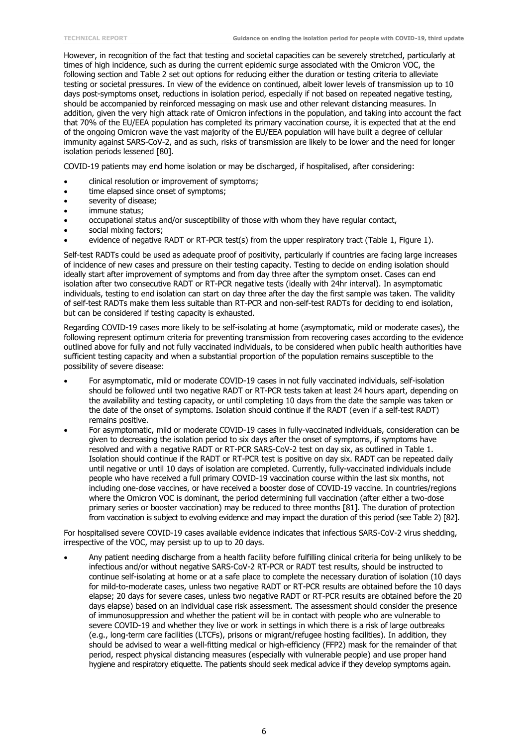However, in recognition of the fact that testing and societal capacities can be severely stretched, particularly at times of high incidence, such as during the current epidemic surge associated with the Omicron VOC, the following section and Table 2 set out options for reducing either the duration or testing criteria to alleviate testing or societal pressures. In view of the evidence on continued, albeit lower levels of transmission up to 10 days post-symptoms onset, reductions in isolation period, especially if not based on repeated negative testing, should be accompanied by reinforced messaging on mask use and other relevant distancing measures. In addition, given the very high attack rate of Omicron infections in the population, and taking into account the fact that 70% of the EU/EEA population has completed its primary vaccination course, it is expected that at the end of the ongoing Omicron wave the vast majority of the EU/EEA population will have built a degree of cellular immunity against SARS-CoV-2, and as such, risks of transmission are likely to be lower and the need for longer isolation periods lessened [80].

COVID-19 patients may end home isolation or may be discharged, if hospitalised, after considering:

- clinical resolution or improvement of symptoms;
- time elapsed since onset of symptoms;
- severity of disease;
- immune status;
- occupational status and/or susceptibility of those with whom they have regular contact,
- social mixing factors;
- evidence of negative RADT or RT-PCR test(s) from the upper respiratory tract (Table 1, Figure 1).

Self-test RADTs could be used as adequate proof of positivity, particularly if countries are facing large increases of incidence of new cases and pressure on their testing capacity. Testing to decide on ending isolation should ideally start after improvement of symptoms and from day three after the symptom onset. Cases can end isolation after two consecutive RADT or RT-PCR negative tests (ideally with 24hr interval). In asymptomatic individuals, testing to end isolation can start on day three after the day the first sample was taken. The validity of self-test RADTs make them less suitable than RT-PCR and non-self-test RADTs for deciding to end isolation, but can be considered if testing capacity is exhausted.

Regarding COVID-19 cases more likely to be self-isolating at home (asymptomatic, mild or moderate cases), the following represent optimum criteria for preventing transmission from recovering cases according to the evidence outlined above for fully and not fully vaccinated individuals, to be considered when public health authorities have sufficient testing capacity and when a substantial proportion of the population remains susceptible to the possibility of severe disease:

- For asymptomatic, mild or moderate COVID-19 cases in not fully vaccinated individuals, self-isolation should be followed until two negative RADT or RT-PCR tests taken at least 24 hours apart, depending on the availability and testing capacity, or until completing 10 days from the date the sample was taken or the date of the onset of symptoms. Isolation should continue if the RADT (even if a self-test RADT) remains positive.
- For asymptomatic, mild or moderate COVID-19 cases in fully-vaccinated individuals, consideration can be given to decreasing the isolation period to six days after the onset of symptoms, if symptoms have resolved and with a negative RADT or RT-PCR SARS-CoV-2 test on day six, as outlined in Table 1. Isolation should continue if the RADT or RT-PCR test is positive on day six. RADT can be repeated daily until negative or until 10 days of isolation are completed. Currently, fully-vaccinated individuals include people who have received a full primary COVID-19 vaccination course within the last six months, not including one-dose vaccines, or have received a booster dose of COVID-19 vaccine. In countries/regions where the Omicron VOC is dominant, the period determining full vaccination (after either a two-dose primary series or booster vaccination) may be reduced to three months [81]. The duration of protection from vaccination is subject to evolving evidence and may impact the duration of this period (see Table 2) [82].

For hospitalised severe COVID-19 cases available evidence indicates that infectious SARS-CoV-2 virus shedding, irrespective of the VOC, may persist up to up to 20 days.

- Any patient needing discharge from a health facility before fulfilling clinical criteria for being unlikely to be infectious and/or without negative SARS-CoV-2 RT-PCR or RADT test results, should be instructed to continue self-isolating at home or at a safe place to complete the necessary duration of isolation (10 days for mild-to-moderate cases, unless two negative RADT or RT-PCR results are obtained before the 10 days elapse; 20 days for severe cases, unless two negative RADT or RT-PCR results are obtained before the 20 days elapse) based on an individual case risk assessment. The assessment should consider the presence of immunosuppression and whether the patient will be in contact with people who are vulnerable to severe COVID-19 and whether they live or work in settings in which there is a risk of large outbreaks (e.g., long-term care facilities (LTCFs), prisons or migrant/refugee hosting facilities). In addition, they should be advised to wear a well-fitting medical or high-efficiency (FFP2) mask for the remainder of that period, respect physical distancing measures (especially with vulnerable people) and use proper hand hygiene and respiratory etiquette. The patients should seek medical advice if they develop symptoms again.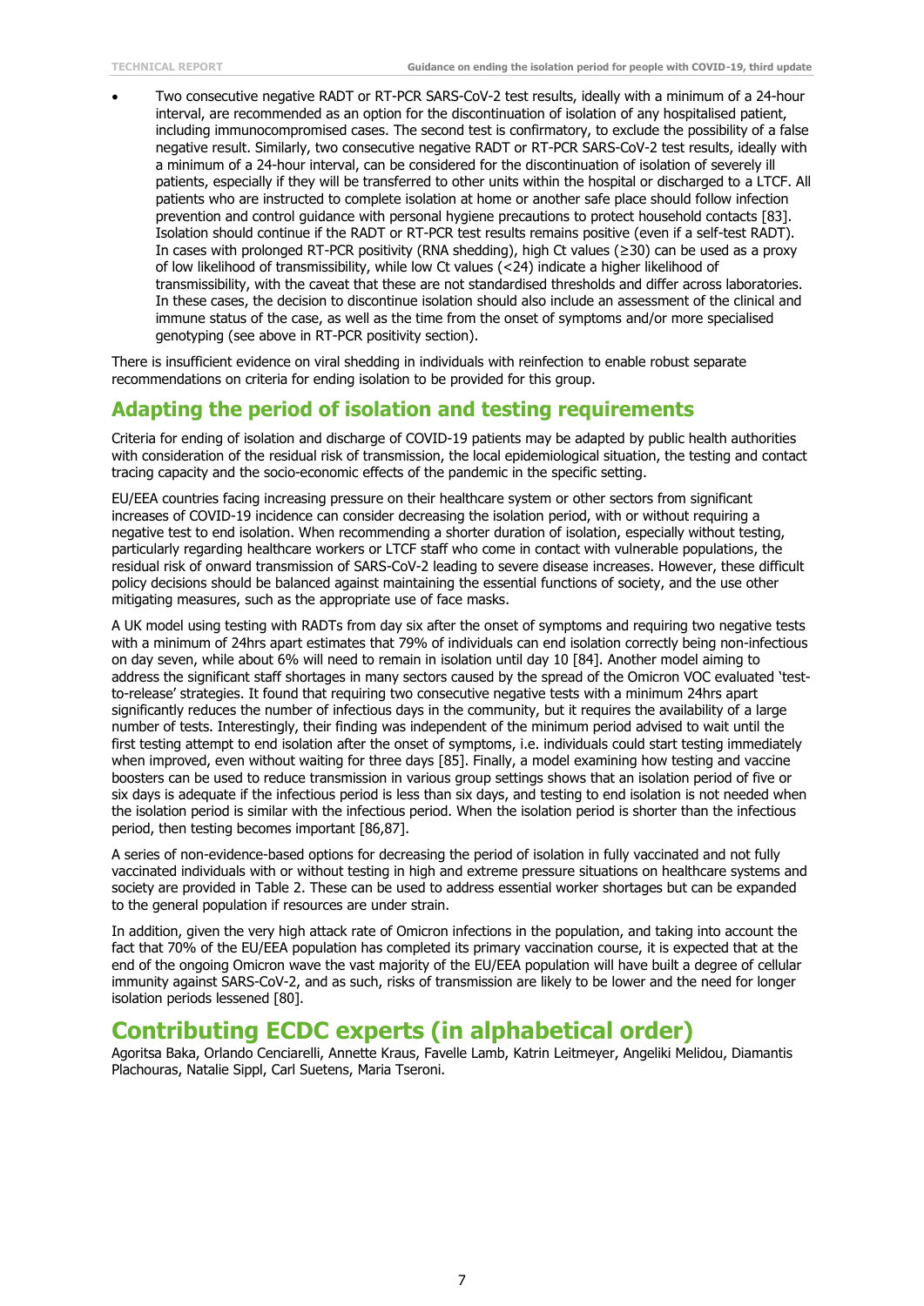- Two consecutive negative RADT or RT-PCR SARS-CoV-2 test results, ideally with a minimum of a 24-hour interval, are recommended as an option for the discontinuation of isolation of any hospitalised patient, including immunocompromised cases. The second test is confirmatory, to exclude the possibility of a false negative result. Similarly, two consecutive negative RADT or RT-PCR SARS-CoV-2 test results, ideally with a minimum of a 24-hour interval, can be considered for the discontinuation of isolation of severely ill patients, especially if they will be transferred to other units within the hospital or discharged to a LTCF. All patients who are instructed to complete isolation at home or another safe place should follow infection prevention and control guidance with personal hygiene precautions to protect household contacts [83]. Isolation should continue if the RADT or RT-PCR test results remains positive (even if a self-test RADT). In cases with prolonged RT-PCR positivity (RNA shedding), high Ct values (≥30) can be used as a proxy of low likelihood of transmissibility, while low Ct values (<24) indicate a higher likelihood of transmissibility, with the caveat that these are not standardised thresholds and differ across laboratories. In these cases, the decision to discontinue isolation should also include an assessment of the clinical and immune status of the case, as well as the time from the onset of symptoms and/or more specialised genotyping (see above in RT-PCR positivity section).

There is insufficient evidence on viral shedding in individuals with reinfection to enable robust separate recommendations on criteria for ending isolation to be provided for this group.

## Adapting the period of isolation and testing requirements

Criteria for ending of isolation and discharge of COVID-19 patients may be adapted by public health authorities with consideration of the residual risk of transmission, the local epidemiological situation, the testing and contact tracing capacity and the socio-economic effects of the pandemic in the specific setting.

EU/EEA countries facing increasing pressure on their healthcare system or other sectors from significant increases of COVID-19 incidence can consider decreasing the isolation period, with or without requiring a negative test to end isolation. When recommending a shorter duration of isolation, especially without testing, particularly regarding healthcare workers or LTCF staff who come in contact with vulnerable populations, the residual risk of onward transmission of SARS-CoV-2 leading to severe disease increases. However, these difficult policy decisions should be balanced against maintaining the essential functions of society, and the use other mitigating measures, such as the appropriate use of face masks.

A UK model using testing with RADTs from day six after the onset of symptoms and requiring two negative tests with a minimum of 24hrs apart estimates that 79% of individuals can end isolation correctly being non-infectious on day seven, while about 6% will need to remain in isolation until day 10 [84]. Another model aiming to address the significant staff shortages in many sectors caused by the spread of the Omicron VOC evaluated 'test-to-release' strategies. It found that requiring two consecutive negative tests with a minimum 24hrs apart significantly reduces the number of infectious days in the community, but it requires the availability of a large number of tests. Interestingly, their finding was independent of the minimum period advised to wait until the first testing attempt to end isolation after the onset of symptoms, i.e. individuals could start testing immediately when improved, even without waiting for three days [85]. Finally, a model examining how testing and vaccine boosters can be used to reduce transmission in various group settings shows that an isolation period of five or six days is adequate if the infectious period is less than six days, and testing to end isolation is not needed when the isolation period is similar with the infectious period. When the isolation period is shorter than the infectious period, then testing becomes important [86,87].

A series of non-evidence-based options for decreasing the period of isolation in fully vaccinated and not fully vaccinated individuals with or without testing in high and extreme pressure situations on healthcare systems and society are provided in Table 2. These can be used to address essential worker shortages but can be expanded to the general population if resources are under strain.

In addition, given the very high attack rate of Omicron infections in the population, and taking into account the fact that 70% of the EU/EEA population has completed its primary vaccination course, it is expected that at the end of the ongoing Omicron wave the vast majority of the EU/EEA population will have built a degree of cellular immunity against SARS-CoV-2, and as such, risks of transmission are likely to be lower and the need for longer isolation periods lessened [80].

## Contributing ECDC experts (in alphabetical order)

Agoritsa Baka, Orlando Cenciarelli, Annette Kraus, Favelle Lamb, Katrin Leitmeyer, Angeliki Melidou, Diamantis Plachouras, Natalie Sippl, Carl Suetens, Maria Tseroni.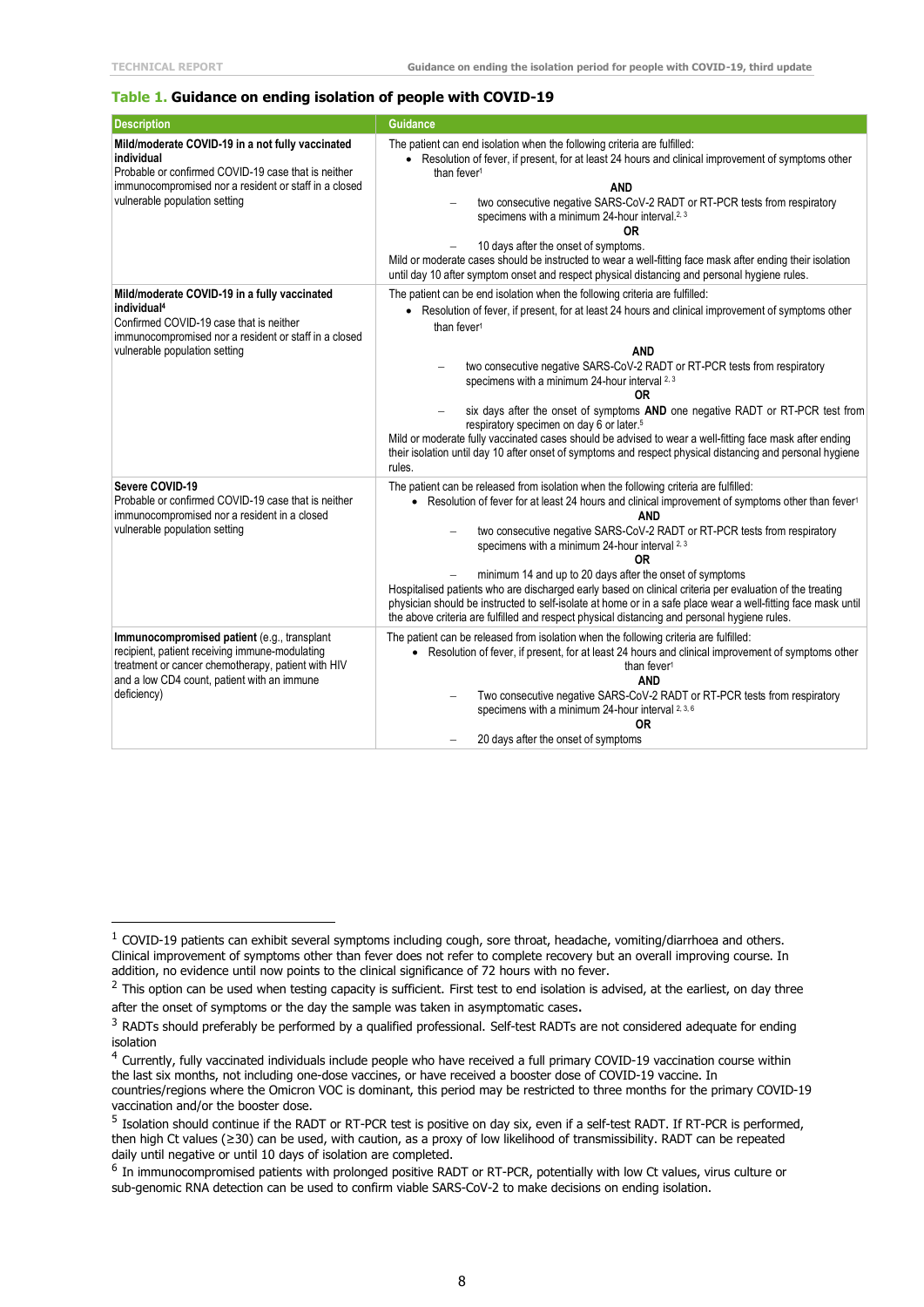**Table 1.** Guidance on ending isolation of people with COVID-19

| Description | Guidance |
|---|---|
| **Mild/moderate COVID-19 in a not fully vaccinated individual** Probable or confirmed COVID-19 case that is neither immunocompromised nor a resident or staff in a closed vulnerable population setting | The patient can end isolation when the following criteria are fulfilled: • Resolution of fever, if present, for at least 24 hours and clinical improvement of symptoms other than fever[1] **AND** – two consecutive negative SARS-CoV-2 RADT or RT-PCR tests from respiratory specimens with a minimum 24-hour interval.[2, 3] **OR** – 10 days after the onset of symptoms. Mild or moderate cases should be instructed to wear a well-fitting face mask after ending their isolation until day 10 after symptom onset and respect physical distancing and personal hygiene rules. |
| **Mild/moderate COVID-19 in a fully vaccinated individual[4]** Confirmed COVID-19 case that is neither immunocompromised nor a resident or staff in a closed vulnerable population setting | The patient can be end isolation when the following criteria are fulfilled: • Resolution of fever, if present, for at least 24 hours and clinical improvement of symptoms other than fever[1] **AND** – two consecutive negative SARS-CoV-2 RADT or RT-PCR tests from respiratory specimens with a minimum 24-hour interval [2, 3] **OR** – six days after the onset of symptoms **AND** one negative RADT or RT-PCR test from respiratory specimen on day 6 or later.[5] Mild or moderate fully vaccinated cases should be advised to wear a well-fitting face mask after ending their isolation until day 10 after onset of symptoms and respect physical distancing and personal hygiene rules. |
| **Severe COVID-19** Probable or confirmed COVID-19 case that is neither immunocompromised nor a resident in a closed vulnerable population setting | The patient can be released from isolation when the following criteria are fulfilled: • Resolution of fever for at least 24 hours and clinical improvement of symptoms other than fever[1] **AND** – two consecutive negative SARS-CoV-2 RADT or RT-PCR tests from respiratory specimens with a minimum 24-hour interval [2, 3] **OR** – minimum 14 and up to 20 days after the onset of symptoms Hospitalised patients who are discharged early based on clinical criteria per evaluation of the treating physician should be instructed to self-isolate at home or in a safe place wear a well-fitting face mask until the above criteria are fulfilled and respect physical distancing and personal hygiene rules. |
| **Immunocompromised patient** (e.g., transplant recipient, patient receiving immune-modulating treatment or cancer chemotherapy, patient with HIV and a low CD4 count, patient with an immune deficiency) | The patient can be released from isolation when the following criteria are fulfilled: • Resolution of fever, if present, for at least 24 hours and clinical improvement of symptoms other than fever[1] **AND** – Two consecutive negative SARS-CoV-2 RADT or RT-PCR tests from respiratory specimens with a minimum 24-hour interval [2, 3, 6] **OR** – 20 days after the onset of symptoms |

[1] COVID-19 patients can exhibit several symptoms including cough, sore throat, headache, vomiting/diarrhoea and others. Clinical improvement of symptoms other than fever does not refer to complete recovery but an overall improving course. In addition, no evidence until now points to the clinical significance of 72 hours with no fever.

[2] This option can be used when testing capacity is sufficient. First test to end isolation is advised, at the earliest, on day three after the onset of symptoms or the day the sample was taken in asymptomatic cases.

[3] RADTs should preferably be performed by a qualified professional. Self-test RADTs are not considered adequate for ending isolation

[4] Currently, fully vaccinated individuals include people who have received a full primary COVID-19 vaccination course within the last six months, not including one-dose vaccines, or have received a booster dose of COVID-19 vaccine. In countries/regions where the Omicron VOC is dominant, this period may be restricted to three months for the primary COVID-19 vaccination and/or the booster dose.

[5] Isolation should continue if the RADT or RT-PCR test is positive on day six, even if a self-test RADT. If RT-PCR is performed, then high Ct values (≥30) can be used, with caution, as a proxy of low likelihood of transmissibility. RADT can be repeated daily until negative or until 10 days of isolation are completed.

[6] In immunocompromised patients with prolonged positive RADT or RT-PCR, potentially with low Ct values, virus culture or sub-genomic RNA detection can be used to confirm viable SARS-CoV-2 to make decisions on ending isolation.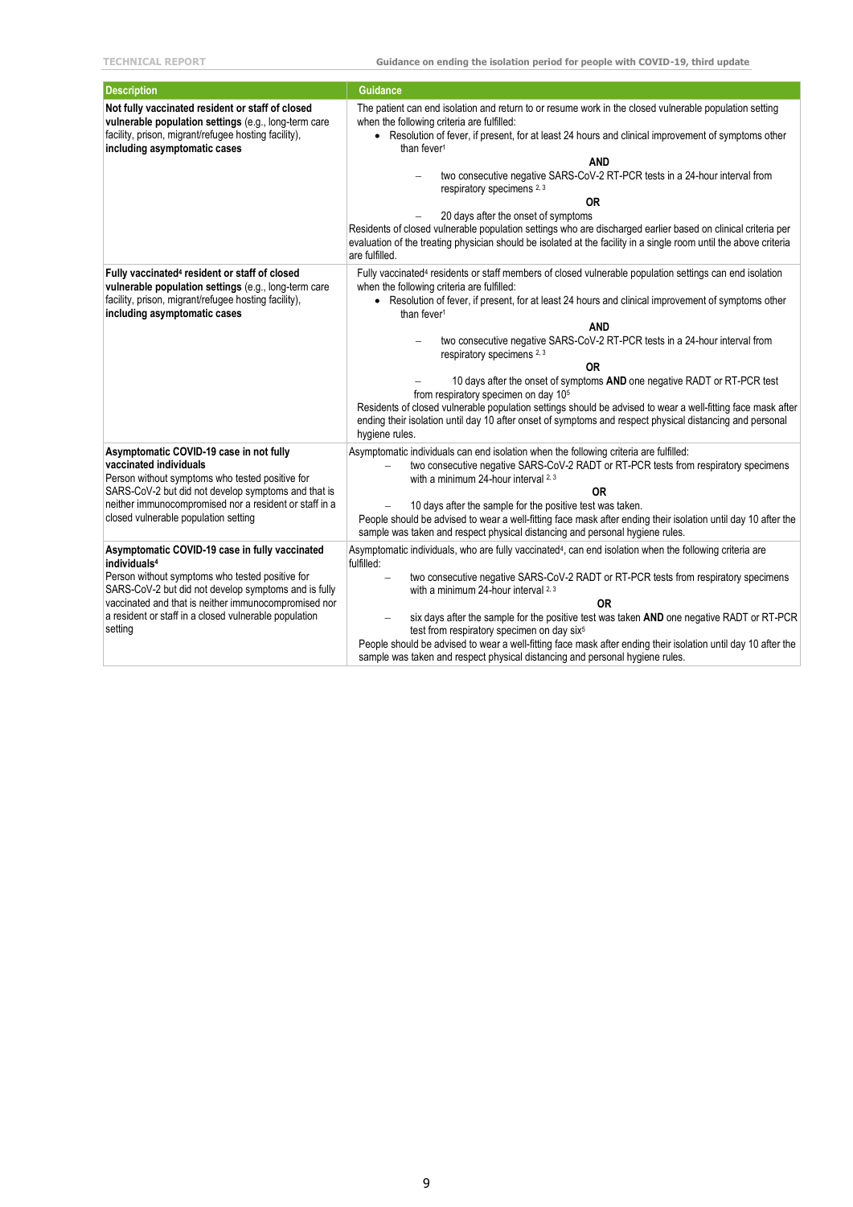| Description | Guidance |
|---|---|
| **Not fully vaccinated resident or staff of closed vulnerable population settings** (e.g., long-term care facility, prison, migrant/refugee hosting facility), **including asymptomatic cases** | The patient can end isolation and return to or resume work in the closed vulnerable population setting when the following criteria are fulfilled:<br>• Resolution of fever, if present, for at least 24 hours and clinical improvement of symptoms other than fever[1]<br>**AND**<br>– two consecutive negative SARS-CoV-2 RT-PCR tests in a 24-hour interval from respiratory specimens [2, 3]<br>**OR**<br>– 20 days after the onset of symptoms<br>Residents of closed vulnerable population settings who are discharged earlier based on clinical criteria per evaluation of the treating physician should be isolated at the facility in a single room until the above criteria are fulfilled. |
| **Fully vaccinated[4] resident or staff of closed vulnerable population settings** (e.g., long-term care facility, prison, migrant/refugee hosting facility), **including asymptomatic cases** | Fully vaccinated[4] residents or staff members of closed vulnerable population settings can end isolation when the following criteria are fulfilled:<br>• Resolution of fever, if present, for at least 24 hours and clinical improvement of symptoms other than fever[1]<br>**AND**<br>– two consecutive negative SARS-CoV-2 RT-PCR tests in a 24-hour interval from respiratory specimens [2, 3]<br>**OR**<br>– 10 days after the onset of symptoms **AND** one negative RADT or RT-PCR test from respiratory specimen on day 10[5]<br>Residents of closed vulnerable population settings should be advised to wear a well-fitting face mask after ending their isolation until day 10 after onset of symptoms and respect physical distancing and personal hygiene rules. |
| **Asymptomatic COVID-19 case in not fully vaccinated individuals**<br>Person without symptoms who tested positive for SARS-CoV-2 but did not develop symptoms and that is neither immunocompromised nor a resident or staff in a closed vulnerable population setting | Asymptomatic individuals can end isolation when the following criteria are fulfilled:<br>– two consecutive negative SARS-CoV-2 RADT or RT-PCR tests from respiratory specimens with a minimum 24-hour interval [2, 3]<br>**OR**<br>– 10 days after the sample for the positive test was taken.<br>People should be advised to wear a well-fitting face mask after ending their isolation until day 10 after the sample was taken and respect physical distancing and personal hygiene rules. |
| **Asymptomatic COVID-19 case in fully vaccinated individuals[4]**<br>Person without symptoms who tested positive for SARS-CoV-2 but did not develop symptoms and is fully vaccinated and that is neither immunocompromised nor a resident or staff in a closed vulnerable population setting | Asymptomatic individuals, who are fully vaccinated[4], can end isolation when the following criteria are fulfilled:<br>– two consecutive negative SARS-CoV-2 RADT or RT-PCR tests from respiratory specimens with a minimum 24-hour interval [2, 3]<br>**OR**<br>– six days after the sample for the positive test was taken **AND** one negative RADT or RT-PCR test from respiratory specimen on day six[5]<br>People should be advised to wear a well-fitting face mask after ending their isolation until day 10 after the sample was taken and respect physical distancing and personal hygiene rules. |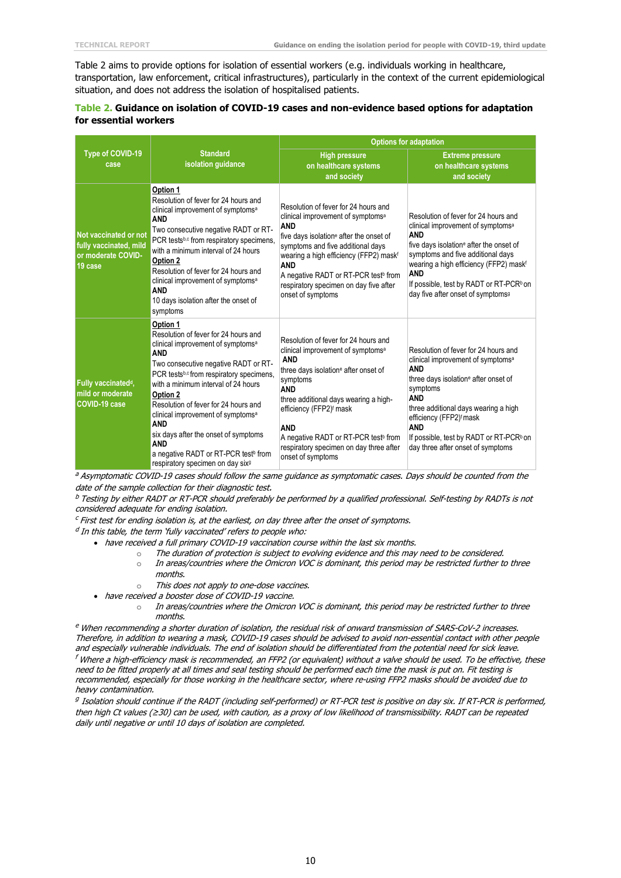Table 2 aims to provide options for isolation of essential workers (e.g. individuals working in healthcare, transportation, law enforcement, critical infrastructures), particularly in the context of the current epidemiological situation, and does not address the isolation of hospitalised patients.

**Table 2. Guidance on isolation of COVID-19 cases and non-evidence based options for adaptation for essential workers**

| Type of COVID-19 case | Standard isolation guidance | Options for adaptation | |
|---|---|---|---|
| | | **High pressure on healthcare systems and society** | **Extreme pressure on healthcare systems and society** |
| **Not vaccinated or not fully vaccinated, mild or moderate COVID-19 case** | **Option 1**<br>Resolution of fever for 24 hours and clinical improvement of symptoms[a]<br>**AND**<br>Two consecutive negative RADT or RT-PCR tests[b,c] from respiratory specimens, with a minimum interval of 24 hours<br>**Option 2**<br>Resolution of fever for 24 hours and clinical improvement of symptoms[a]<br>**AND**<br>10 days isolation after the onset of symptoms | Resolution of fever for 24 hours and clinical improvement of symptoms[a]<br>**AND**<br>five days isolation[e] after the onset of symptoms and five additional days wearing a high efficiency (FFP2) mask[f]<br>**AND**<br>A negative RADT or RT-PCR test[b] from respiratory specimen on day five after onset of symptoms | Resolution of fever for 24 hours and clinical improvement of symptoms[a]<br>**AND**<br>five days isolation[e] after the onset of symptoms and five additional days wearing a high efficiency (FFP2) mask[f]<br>**AND**<br>If possible, test by RADT or RT-PCR[b] on day five after onset of symptoms[g] |
| **Fully vaccinated[d], mild or moderate COVID-19 case** | **Option 1**<br>Resolution of fever for 24 hours and clinical improvement of symptoms[a]<br>**AND**<br>Two consecutive negative RADT or RT-PCR tests[b,c] from respiratory specimens, with a minimum interval of 24 hours<br>**Option 2**<br>Resolution of fever for 24 hours and clinical improvement of symptoms[a]<br>**AND**<br>six days after the onset of symptoms<br>**AND**<br>a negative RADT or RT-PCR test[b] from respiratory specimen on day six[g] | Resolution of fever for 24 hours and clinical improvement of symptoms[a]<br>**AND**<br>three days isolation[e] after onset of symptoms<br>**AND**<br>three additional days wearing a high-efficiency (FFP2)[f] mask<br>**AND**<br>A negative RADT or RT-PCR test[b] from respiratory specimen on day three after onset of symptoms | Resolution of fever for 24 hours and clinical improvement of symptoms[a]<br>**AND**<br>three days isolation[e] after onset of symptoms<br>**AND**<br>three additional days wearing a high efficiency (FFP2)[f] mask<br>**AND**<br>If possible, test by RADT or RT-PCR[b] on day three after onset of symptoms |

*[a] Asymptomatic COVID-19 cases should follow the same guidance as symptomatic cases. Days should be counted from the date of the sample collection for their diagnostic test.*

*[b] Testing by either RADT or RT-PCR should preferably be performed by a qualified professional. Self-testing by RADTs is not considered adequate for ending isolation.*

*[c] First test for ending isolation is, at the earliest, on day three after the onset of symptoms.*

*[d] In this table, the term 'fully vaccinated' refers to people who:*

- *have received a full primary COVID-19 vaccination course within the last six months.*
    - *The duration of protection is subject to evolving evidence and this may need to be considered.*
    - *In areas/countries where the Omicron VOC is dominant, this period may be restricted further to three months.*
    - *This does not apply to one-dose vaccines.*
- *have received a booster dose of COVID-19 vaccine.*
    - *In areas/countries where the Omicron VOC is dominant, this period may be restricted further to three months.*

*[e] When recommending a shorter duration of isolation, the residual risk of onward transmission of SARS-CoV-2 increases. Therefore, in addition to wearing a mask, COVID-19 cases should be advised to avoid non-essential contact with other people and especially vulnerable individuals. The end of isolation should be differentiated from the potential need for sick leave.*

*[f] Where a high-efficiency mask is recommended, an FFP2 (or equivalent) without a valve should be used. To be effective, these need to be fitted properly at all times and seal testing should be performed each time the mask is put on. Fit testing is recommended, especially for those working in the healthcare sector, where re-using FFP2 masks should be avoided due to heavy contamination.*

*[g] Isolation should continue if the RADT (including self-performed) or RT-PCR test is positive on day six. If RT-PCR is performed, then high Ct values (≥30) can be used, with caution, as a proxy of low likelihood of transmissibility. RADT can be repeated daily until negative or until 10 days of isolation are completed.*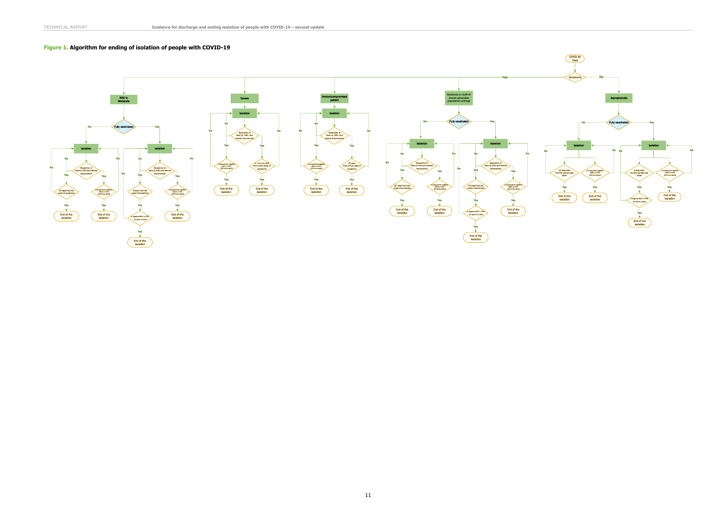**Figure 1.** Algorithm for ending of isolation of people with COVID-19

COVID-19 Case

Symptoms

Yes

No

Mild to Moderate

Fully vaccinated

No

Yes

Isolation

Resolution of fever (≥ 24h) and clinical improvement

10 days from the onset of symptoms

2 consecutive negative RADT or PCR (24 hours apart)

End of the isolation

6 days from the onset of symptoms

1 negative RADT or PCR (on day 6 or later)

Severe

Isolation

Resolution of fever (≥ 24h) and clinical improvement

2 consecutive negative RADT or PCR (24 hours apart)

≥ 14 up to 20 days from of the onset of symptoms

End of the isolation

Immunocompromised patient

Isolation

Resolution of fever (≥ 24h) and clinical improvement

2 consecutive negative RADT or PCR (24 hours apart)

20 days from of the onset of symptoms

End of the isolation

Residents or staff of closed vulnerable population settings

Fully vaccinated

Isolation

Resolution of fever (≥ 24h) and clinical improvement

20 days from the onset of symptoms

2 consecutive negative RADT or PCR (24 hours apart)

10 days from the onset of symptoms

1 negative RADT or PCR (on day 10 or later)

End of the isolation

Asymptomatic

Fully vaccinated

Isolation

10 days after the first sample was taken

2 consecutive negative RADT or PCR (24 hours apart)

6 days after the first sample was taken

1 negative RADT or PCR (on day 6 or later)

End of the isolation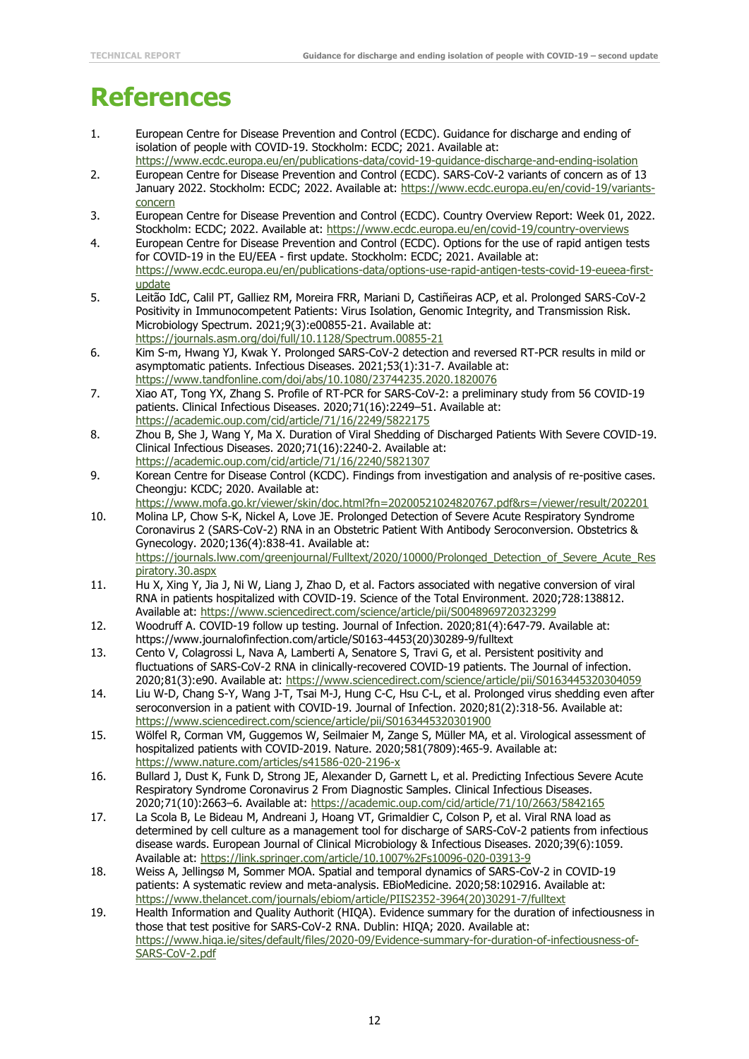# References

1. European Centre for Disease Prevention and Control (ECDC). Guidance for discharge and ending of isolation of people with COVID-19. Stockholm: ECDC; 2021. Available at: https://www.ecdc.europa.eu/en/publications-data/covid-19-guidance-discharge-and-ending-isolation
2. European Centre for Disease Prevention and Control (ECDC). SARS-CoV-2 variants of concern as of 13 January 2022. Stockholm: ECDC; 2022. Available at: https://www.ecdc.europa.eu/en/covid-19/variants-concern
3. European Centre for Disease Prevention and Control (ECDC). Country Overview Report: Week 01, 2022. Stockholm: ECDC; 2022. Available at: https://www.ecdc.europa.eu/en/covid-19/country-overviews
4. European Centre for Disease Prevention and Control (ECDC). Options for the use of rapid antigen tests for COVID-19 in the EU/EEA - first update. Stockholm: ECDC; 2021. Available at: https://www.ecdc.europa.eu/en/publications-data/options-use-rapid-antigen-tests-covid-19-eueea-first-update
5. Leitão IdC, Calil PT, Galliez RM, Moreira FRR, Mariani D, Castiñeiras ACP, et al. Prolonged SARS-CoV-2 Positivity in Immunocompetent Patients: Virus Isolation, Genomic Integrity, and Transmission Risk. Microbiology Spectrum. 2021;9(3):e00855-21. Available at: https://journals.asm.org/doi/full/10.1128/Spectrum.00855-21
6. Kim S-m, Hwang YJ, Kwak Y. Prolonged SARS-CoV-2 detection and reversed RT-PCR results in mild or asymptomatic patients. Infectious Diseases. 2021;53(1):31-7. Available at: https://www.tandfonline.com/doi/abs/10.1080/23744235.2020.1820076
7. Xiao AT, Tong YX, Zhang S. Profile of RT-PCR for SARS-CoV-2: a preliminary study from 56 COVID-19 patients. Clinical Infectious Diseases. 2020;71(16):2249–51. Available at: https://academic.oup.com/cid/article/71/16/2249/5822175
8. Zhou B, She J, Wang Y, Ma X. Duration of Viral Shedding of Discharged Patients With Severe COVID-19. Clinical Infectious Diseases. 2020;71(16):2240-2. Available at: https://academic.oup.com/cid/article/71/16/2240/5821307
9. Korean Centre for Disease Control (KCDC). Findings from investigation and analysis of re-positive cases. Cheongju: KCDC; 2020. Available at: https://www.mofa.go.kr/viewer/skin/doc.html?fn=20200521024820767.pdf&rs=/viewer/result/202201
10. Molina LP, Chow S-K, Nickel A, Love JE. Prolonged Detection of Severe Acute Respiratory Syndrome Coronavirus 2 (SARS-CoV-2) RNA in an Obstetric Patient With Antibody Seroconversion. Obstetrics & Gynecology. 2020;136(4):838-41. Available at: https://journals.lww.com/greenjournal/Fulltext/2020/10000/Prolonged_Detection_of_Severe_Acute_Respiratory.30.aspx
11. Hu X, Xing Y, Jia J, Ni W, Liang J, Zhao D, et al. Factors associated with negative conversion of viral RNA in patients hospitalized with COVID-19. Science of the Total Environment. 2020;728:138812. Available at: https://www.sciencedirect.com/science/article/pii/S0048969720323299
12. Woodruff A. COVID-19 follow up testing. Journal of Infection. 2020;81(4):647-79. Available at: https://www.journalofinfection.com/article/S0163-4453(20)30289-9/fulltext
13. Cento V, Colagrossi L, Nava A, Lamberti A, Senatore S, Travi G, et al. Persistent positivity and fluctuations of SARS-CoV-2 RNA in clinically-recovered COVID-19 patients. The Journal of infection. 2020;81(3):e90. Available at: https://www.sciencedirect.com/science/article/pii/S0163445320304059
14. Liu W-D, Chang S-Y, Wang J-T, Tsai M-J, Hung C-C, Hsu C-L, et al. Prolonged virus shedding even after seroconversion in a patient with COVID-19. Journal of Infection. 2020;81(2):318-56. Available at: https://www.sciencedirect.com/science/article/pii/S0163445320301900
15. Wölfel R, Corman VM, Guggemos W, Seilmaier M, Zange S, Müller MA, et al. Virological assessment of hospitalized patients with COVID-2019. Nature. 2020;581(7809):465-9. Available at: https://www.nature.com/articles/s41586-020-2196-x
16. Bullard J, Dust K, Funk D, Strong JE, Alexander D, Garnett L, et al. Predicting Infectious Severe Acute Respiratory Syndrome Coronavirus 2 From Diagnostic Samples. Clinical Infectious Diseases. 2020;71(10):2663–6. Available at: https://academic.oup.com/cid/article/71/10/2663/5842165
17. La Scola B, Le Bideau M, Andreani J, Hoang VT, Grimaldier C, Colson P, et al. Viral RNA load as determined by cell culture as a management tool for discharge of SARS-CoV-2 patients from infectious disease wards. European Journal of Clinical Microbiology & Infectious Diseases. 2020;39(6):1059. Available at: https://link.springer.com/article/10.1007%2Fs10096-020-03913-9
18. Weiss A, Jellingsø M, Sommer MOA. Spatial and temporal dynamics of SARS-CoV-2 in COVID-19 patients: A systematic review and meta-analysis. EBioMedicine. 2020;58:102916. Available at: https://www.thelancet.com/journals/ebiom/article/PIIS2352-3964(20)30291-7/fulltext
19. Health Information and Quality Authorit (HIQA). Evidence summary for the duration of infectiousness in those that test positive for SARS-CoV-2 RNA. Dublin: HIQA; 2020. Available at: https://www.hiqa.ie/sites/default/files/2020-09/Evidence-summary-for-duration-of-infectiousness-of-SARS-CoV-2.pdf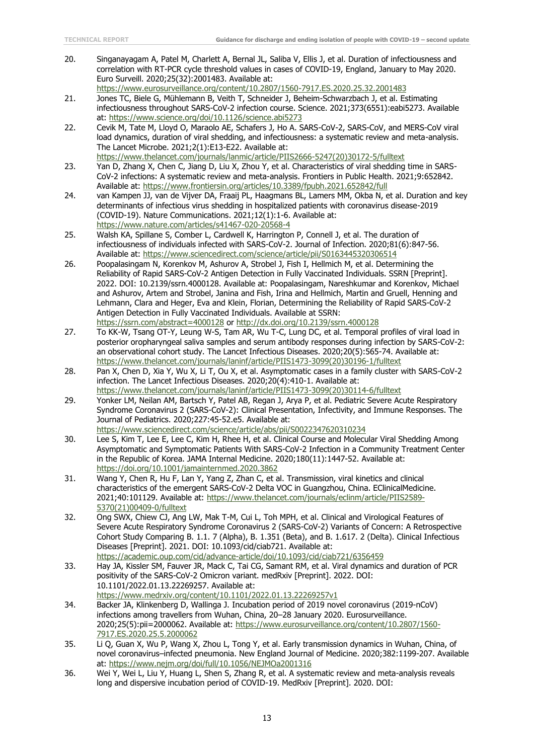20. Singanayagam A, Patel M, Charlett A, Bernal JL, Saliba V, Ellis J, et al. Duration of infectiousness and correlation with RT-PCR cycle threshold values in cases of COVID-19, England, January to May 2020. Euro Surveill. 2020;25(32):2001483. Available at: https://www.eurosurveillance.org/content/10.2807/1560-7917.ES.2020.25.32.2001483
21. Jones TC, Biele G, Mühlemann B, Veith T, Schneider J, Beheim-Schwarzbach J, et al. Estimating infectiousness throughout SARS-CoV-2 infection course. Science. 2021;373(6551):eabi5273. Available at: https://www.science.org/doi/10.1126/science.abi5273
22. Cevik M, Tate M, Lloyd O, Maraolo AE, Schafers J, Ho A. SARS-CoV-2, SARS-CoV, and MERS-CoV viral load dynamics, duration of viral shedding, and infectiousness: a systematic review and meta-analysis. The Lancet Microbe. 2021;2(1):E13-E22. Available at: https://www.thelancet.com/journals/lanmic/article/PIIS2666-5247(20)30172-5/fulltext
23. Yan D, Zhang X, Chen C, Jiang D, Liu X, Zhou Y, et al. Characteristics of viral shedding time in SARS-CoV-2 infections: A systematic review and meta-analysis. Frontiers in Public Health. 2021;9:652842. Available at: https://www.frontiersin.org/articles/10.3389/fpubh.2021.652842/full
24. van Kampen JJ, van de Vijver DA, Fraaij PL, Haagmans BL, Lamers MM, Okba N, et al. Duration and key determinants of infectious virus shedding in hospitalized patients with coronavirus disease-2019 (COVID-19). Nature Communications. 2021;12(1):1-6. Available at: https://www.nature.com/articles/s41467-020-20568-4
25. Walsh KA, Spillane S, Comber L, Cardwell K, Harrington P, Connell J, et al. The duration of infectiousness of individuals infected with SARS-CoV-2. Journal of Infection. 2020;81(6):847-56. Available at: https://www.sciencedirect.com/science/article/pii/S0163445320306514
26. Poopalasingam N, Korenkov M, Ashurov A, Strobel J, Fish I, Hellmich M, et al. Determining the Reliability of Rapid SARS-CoV-2 Antigen Detection in Fully Vaccinated Individuals. SSRN [Preprint]. 2022. DOI: 10.2139/ssrn.4000128. Available at: Poopalasingam, Nareshkumar and Korenkov, Michael and Ashurov, Artem and Strobel, Janina and Fish, Irina and Hellmich, Martin and Gruell, Henning and Lehmann, Clara and Heger, Eva and Klein, Florian, Determining the Reliability of Rapid SARS-CoV-2 Antigen Detection in Fully Vaccinated Individuals. Available at SSRN: https://ssrn.com/abstract=4000128 or http://dx.doi.org/10.2139/ssrn.4000128
27. To KK-W, Tsang OT-Y, Leung W-S, Tam AR, Wu T-C, Lung DC, et al. Temporal profiles of viral load in posterior oropharyngeal saliva samples and serum antibody responses during infection by SARS-CoV-2: an observational cohort study. The Lancet Infectious Diseases. 2020;20(5):565-74. Available at: https://www.thelancet.com/journals/laninf/article/PIIS1473-3099(20)30196-1/fulltext
28. Pan X, Chen D, Xia Y, Wu X, Li T, Ou X, et al. Asymptomatic cases in a family cluster with SARS-CoV-2 infection. The Lancet Infectious Diseases. 2020;20(4):410-1. Available at: https://www.thelancet.com/journals/laninf/article/PIIS1473-3099(20)30114-6/fulltext
29. Yonker LM, Neilan AM, Bartsch Y, Patel AB, Regan J, Arya P, et al. Pediatric Severe Acute Respiratory Syndrome Coronavirus 2 (SARS-CoV-2): Clinical Presentation, Infectivity, and Immune Responses. The Journal of Pediatrics. 2020;227:45-52.e5. Available at: https://www.sciencedirect.com/science/article/abs/pii/S0022347620310234
30. Lee S, Kim T, Lee E, Lee C, Kim H, Rhee H, et al. Clinical Course and Molecular Viral Shedding Among Asymptomatic and Symptomatic Patients With SARS-CoV-2 Infection in a Community Treatment Center in the Republic of Korea. JAMA Internal Medicine. 2020;180(11):1447-52. Available at: https://doi.org/10.1001/jamainternmed.2020.3862
31. Wang Y, Chen R, Hu F, Lan Y, Yang Z, Zhan C, et al. Transmission, viral kinetics and clinical characteristics of the emergent SARS-CoV-2 Delta VOC in Guangzhou, China. EClinicalMedicine. 2021;40:101129. Available at: https://www.thelancet.com/journals/eclinm/article/PIIS2589-5370(21)00409-0/fulltext
32. Ong SWX, Chiew CJ, Ang LW, Mak T-M, Cui L, Toh MPH, et al. Clinical and Virological Features of Severe Acute Respiratory Syndrome Coronavirus 2 (SARS-CoV-2) Variants of Concern: A Retrospective Cohort Study Comparing B. 1.1. 7 (Alpha), B. 1.351 (Beta), and B. 1.617. 2 (Delta). Clinical Infectious Diseases [Preprint]. 2021. DOI: 10.1093/cid/ciab721. Available at: https://academic.oup.com/cid/advance-article/doi/10.1093/cid/ciab721/6356459
33. Hay JA, Kissler SM, Fauver JR, Mack C, Tai CG, Samant RM, et al. Viral dynamics and duration of PCR positivity of the SARS-CoV-2 Omicron variant. medRxiv [Preprint]. 2022. DOI: 10.1101/2022.01.13.22269257. Available at: https://www.medrxiv.org/content/10.1101/2022.01.13.22269257v1
34. Backer JA, Klinkenberg D, Wallinga J. Incubation period of 2019 novel coronavirus (2019-nCoV) infections among travellers from Wuhan, China, 20–28 January 2020. Eurosurveillance. 2020;25(5):pii=2000062. Available at: https://www.eurosurveillance.org/content/10.2807/1560-7917.ES.2020.25.5.2000062
35. Li Q, Guan X, Wu P, Wang X, Zhou L, Tong Y, et al. Early transmission dynamics in Wuhan, China, of novel coronavirus–infected pneumonia. New England Journal of Medicine. 2020;382:1199-207. Available at: https://www.nejm.org/doi/full/10.1056/NEJMOa2001316
36. Wei Y, Wei L, Liu Y, Huang L, Shen S, Zhang R, et al. A systematic review and meta-analysis reveals long and dispersive incubation period of COVID-19. MedRxiv [Preprint]. 2020. DOI: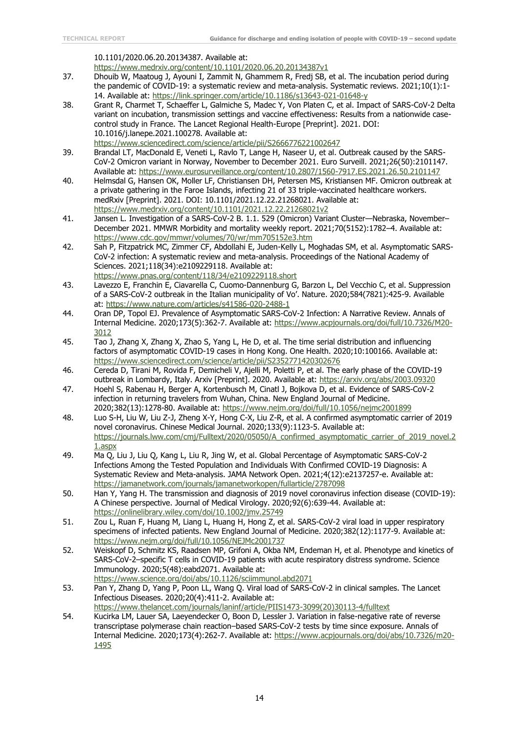10.1101/2020.06.20.20134387. Available at: https://www.medrxiv.org/content/10.1101/2020.06.20.20134387v1

37. Dhouib W, Maatoug J, Ayouni I, Zammit N, Ghammem R, Fredj SB, et al. The incubation period during the pandemic of COVID-19: a systematic review and meta-analysis. Systematic reviews. 2021;10(1):1-14. Available at: https://link.springer.com/article/10.1186/s13643-021-01648-y
38. Grant R, Charmet T, Schaeffer L, Galmiche S, Madec Y, Von Platen C, et al. Impact of SARS-CoV-2 Delta variant on incubation, transmission settings and vaccine effectiveness: Results from a nationwide case-control study in France. The Lancet Regional Health-Europe [Preprint]. 2021. DOI: 10.1016/j.lanepe.2021.100278. Available at: https://www.sciencedirect.com/science/article/pii/S2666776221002647
39. Brandal LT, MacDonald E, Veneti L, Ravlo T, Lange H, Naseer U, et al. Outbreak caused by the SARS-CoV-2 Omicron variant in Norway, November to December 2021. Euro Surveill. 2021;26(50):2101147. Available at: https://www.eurosurveillance.org/content/10.2807/1560-7917.ES.2021.26.50.2101147
40. Helmsdal G, Hansen OK, Moller LF, Christiansen DH, Petersen MS, Kristiansen MF. Omicron outbreak at a private gathering in the Faroe Islands, infecting 21 of 33 triple-vaccinated healthcare workers. medRxiv [Preprint]. 2021. DOI: 10.1101/2021.12.22.21268021. Available at: https://www.medrxiv.org/content/10.1101/2021.12.22.21268021v2
41. Jansen L. Investigation of a SARS-CoV-2 B. 1.1. 529 (Omicron) Variant Cluster—Nebraska, November–December 2021. MMWR Morbidity and mortality weekly report. 2021;70(5152):1782–4. Available at: https://www.cdc.gov/mmwr/volumes/70/wr/mm705152e3.htm
42. Sah P, Fitzpatrick MC, Zimmer CF, Abdollahi E, Juden-Kelly L, Moghadas SM, et al. Asymptomatic SARS-CoV-2 infection: A systematic review and meta-analysis. Proceedings of the National Academy of Sciences. 2021;118(34):e2109229118. Available at: https://www.pnas.org/content/118/34/e2109229118.short
43. Lavezzo E, Franchin E, Ciavarella C, Cuomo-Dannenburg G, Barzon L, Del Vecchio C, et al. Suppression of a SARS-CoV-2 outbreak in the Italian municipality of Vo'. Nature. 2020;584(7821):425-9. Available at: https://www.nature.com/articles/s41586-020-2488-1
44. Oran DP, Topol EJ. Prevalence of Asymptomatic SARS-CoV-2 Infection: A Narrative Review. Annals of Internal Medicine. 2020;173(5):362-7. Available at: https://www.acpjournals.org/doi/full/10.7326/M20-3012
45. Tao J, Zhang X, Zhang X, Zhao S, Yang L, He D, et al. The time serial distribution and influencing factors of asymptomatic COVID-19 cases in Hong Kong. One Health. 2020;10:100166. Available at: https://www.sciencedirect.com/science/article/pii/S2352771420302676
46. Cereda D, Tirani M, Rovida F, Demicheli V, Ajelli M, Poletti P, et al. The early phase of the COVID-19 outbreak in Lombardy, Italy. Arxiv [Preprint]. 2020. Available at: https://arxiv.org/abs/2003.09320
47. Hoehl S, Rabenau H, Berger A, Kortenbusch M, Cinatl J, Bojkova D, et al. Evidence of SARS-CoV-2 infection in returning travelers from Wuhan, China. New England Journal of Medicine. 2020;382(13):1278-80. Available at: https://www.nejm.org/doi/full/10.1056/nejmc2001899
48. Luo S-H, Liu W, Liu Z-J, Zheng X-Y, Hong C-X, Liu Z-R, et al. A confirmed asymptomatic carrier of 2019 novel coronavirus. Chinese Medical Journal. 2020;133(9):1123-5. Available at: https://journals.lww.com/cmj/Fulltext/2020/05050/A_confirmed_asymptomatic_carrier_of_2019_novel.21.aspx
49. Ma Q, Liu J, Liu Q, Kang L, Liu R, Jing W, et al. Global Percentage of Asymptomatic SARS-CoV-2 Infections Among the Tested Population and Individuals With Confirmed COVID-19 Diagnosis: A Systematic Review and Meta-analysis. JAMA Network Open. 2021;4(12):e2137257-e. Available at: https://jamanetwork.com/journals/jamanetworkopen/fullarticle/2787098
50. Han Y, Yang H. The transmission and diagnosis of 2019 novel coronavirus infection disease (COVID-19): A Chinese perspective. Journal of Medical Virology. 2020;92(6):639-44. Available at: https://onlinelibrary.wiley.com/doi/10.1002/jmv.25749
51. Zou L, Ruan F, Huang M, Liang L, Huang H, Hong Z, et al. SARS-CoV-2 viral load in upper respiratory specimens of infected patients. New England Journal of Medicine. 2020;382(12):1177-9. Available at: https://www.nejm.org/doi/full/10.1056/NEJMc2001737
52. Weiskopf D, Schmitz KS, Raadsen MP, Grifoni A, Okba NM, Endeman H, et al. Phenotype and kinetics of SARS-CoV-2–specific T cells in COVID-19 patients with acute respiratory distress syndrome. Science Immunology. 2020;5(48):eabd2071. Available at: https://www.science.org/doi/abs/10.1126/sciimmunol.abd2071
53. Pan Y, Zhang D, Yang P, Poon LL, Wang Q. Viral load of SARS-CoV-2 in clinical samples. The Lancet Infectious Diseases. 2020;20(4):411-2. Available at: https://www.thelancet.com/journals/laninf/article/PIIS1473-3099(20)30113-4/fulltext
54. Kucirka LM, Lauer SA, Laeyendecker O, Boon D, Lessler J. Variation in false-negative rate of reverse transcriptase polymerase chain reaction–based SARS-CoV-2 tests by time since exposure. Annals of Internal Medicine. 2020;173(4):262-7. Available at: https://www.acpjournals.org/doi/abs/10.7326/m20-1495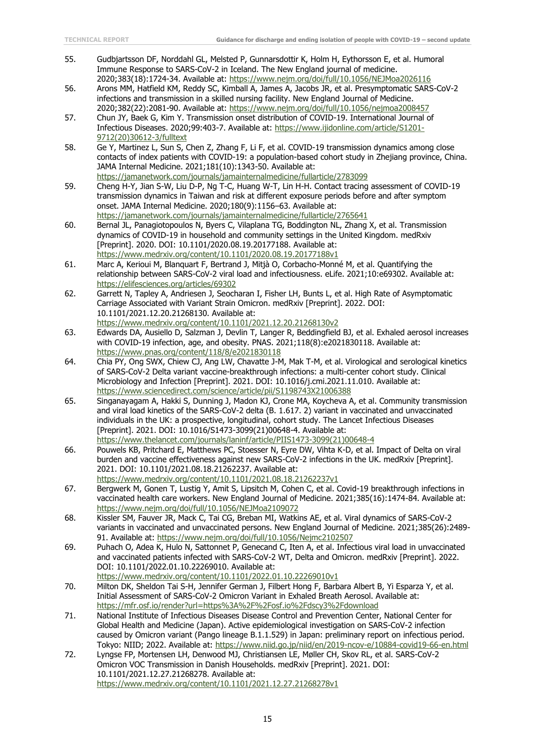55. Gudbjartsson DF, Norddahl GL, Melsted P, Gunnarsdottir K, Holm H, Eythorsson E, et al. Humoral Immune Response to SARS-CoV-2 in Iceland. The New England journal of medicine. 2020;383(18):1724-34. Available at: https://www.nejm.org/doi/full/10.1056/NEJMoa2026116
56. Arons MM, Hatfield KM, Reddy SC, Kimball A, James A, Jacobs JR, et al. Presymptomatic SARS-CoV-2 infections and transmission in a skilled nursing facility. New England Journal of Medicine. 2020;382(22):2081-90. Available at: https://www.nejm.org/doi/full/10.1056/nejmoa2008457
57. Chun JY, Baek G, Kim Y. Transmission onset distribution of COVID-19. International Journal of Infectious Diseases. 2020;99:403-7. Available at: https://www.ijidonline.com/article/S1201-9712(20)30612-3/fulltext
58. Ge Y, Martinez L, Sun S, Chen Z, Zhang F, Li F, et al. COVID-19 transmission dynamics among close contacts of index patients with COVID-19: a population-based cohort study in Zhejiang province, China. JAMA Internal Medicine. 2021;181(10):1343-50. Available at: https://jamanetwork.com/journals/jamainternalmedicine/fullarticle/2783099
59. Cheng H-Y, Jian S-W, Liu D-P, Ng T-C, Huang W-T, Lin H-H. Contact tracing assessment of COVID-19 transmission dynamics in Taiwan and risk at different exposure periods before and after symptom onset. JAMA Internal Medicine. 2020;180(9):1156–63. Available at: https://jamanetwork.com/journals/jamainternalmedicine/fullarticle/2765641
60. Bernal JL, Panagiotopoulos N, Byers C, Vilaplana TG, Boddington NL, Zhang X, et al. Transmission dynamics of COVID-19 in household and community settings in the United Kingdom. medRxiv [Preprint]. 2020. DOI: 10.1101/2020.08.19.20177188. Available at: https://www.medrxiv.org/content/10.1101/2020.08.19.20177188v1
61. Marc A, Kerioui M, Blanquart F, Bertrand J, Mitjà O, Corbacho-Monné M, et al. Quantifying the relationship between SARS-CoV-2 viral load and infectiousness. eLife. 2021;10:e69302. Available at: https://elifesciences.org/articles/69302
62. Garrett N, Tapley A, Andriesen J, Seocharan I, Fisher LH, Bunts L, et al. High Rate of Asymptomatic Carriage Associated with Variant Strain Omicron. medRxiv [Preprint]. 2022. DOI: 10.1101/2021.12.20.21268130. Available at: https://www.medrxiv.org/content/10.1101/2021.12.20.21268130v2
63. Edwards DA, Ausiello D, Salzman J, Devlin T, Langer R, Beddingfield BJ, et al. Exhaled aerosol increases with COVID-19 infection, age, and obesity. PNAS. 2021;118(8):e2021830118. Available at: https://www.pnas.org/content/118/8/e2021830118
64. Chia PY, Ong SWX, Chiew CJ, Ang LW, Chavatte J-M, Mak T-M, et al. Virological and serological kinetics of SARS-CoV-2 Delta variant vaccine-breakthrough infections: a multi-center cohort study. Clinical Microbiology and Infection [Preprint]. 2021. DOI: 10.1016/j.cmi.2021.11.010. Available at: https://www.sciencedirect.com/science/article/pii/S1198743X21006388
65. Singanayagam A, Hakki S, Dunning J, Madon KJ, Crone MA, Koycheva A, et al. Community transmission and viral load kinetics of the SARS-CoV-2 delta (B. 1.617. 2) variant in vaccinated and unvaccinated individuals in the UK: a prospective, longitudinal, cohort study. The Lancet Infectious Diseases [Preprint]. 2021. DOI: 10.1016/S1473-3099(21)00648-4. Available at: https://www.thelancet.com/journals/laninf/article/PIIS1473-3099(21)00648-4
66. Pouwels KB, Pritchard E, Matthews PC, Stoesser N, Eyre DW, Vihta K-D, et al. Impact of Delta on viral burden and vaccine effectiveness against new SARS-CoV-2 infections in the UK. medRxiv [Preprint]. 2021. DOI: 10.1101/2021.08.18.21262237. Available at: https://www.medrxiv.org/content/10.1101/2021.08.18.21262237v1
67. Bergwerk M, Gonen T, Lustig Y, Amit S, Lipsitch M, Cohen C, et al. Covid-19 breakthrough infections in vaccinated health care workers. New England Journal of Medicine. 2021;385(16):1474-84. Available at: https://www.nejm.org/doi/full/10.1056/NEJMoa2109072
68. Kissler SM, Fauver JR, Mack C, Tai CG, Breban MI, Watkins AE, et al. Viral dynamics of SARS-CoV-2 variants in vaccinated and unvaccinated persons. New England Journal of Medicine. 2021;385(26):2489-91. Available at: https://www.nejm.org/doi/full/10.1056/Nejmc2102507
69. Puhach O, Adea K, Hulo N, Sattonnet P, Genecand C, Iten A, et al. Infectious viral load in unvaccinated and vaccinated patients infected with SARS-CoV-2 WT, Delta and Omicron. medRxiv [Preprint]. 2022. DOI: 10.1101/2022.01.10.22269010. Available at: https://www.medrxiv.org/content/10.1101/2022.01.10.22269010v1
70. Milton DK, Sheldon Tai S-H, Jennifer German J, Filbert Hong F, Barbara Albert B, Yi Esparza Y, et al. Initial Assessment of SARS-CoV-2 Omicron Variant in Exhaled Breath Aerosol. Available at: https://mfr.osf.io/render?url=https%3A%2F%2Fosf.io%2Fdscy3%2Fdownload
71. National Institute of Infectious Diseases Disease Control and Prevention Center, National Center for Global Health and Medicine (Japan). Active epidemiological investigation on SARS-CoV-2 infection caused by Omicron variant (Pango lineage B.1.1.529) in Japan: preliminary report on infectious period. Tokyo: NIID; 2022. Available at: https://www.niid.go.jp/niid/en/2019-ncov-e/10884-covid19-66-en.html
72. Lyngse FP, Mortensen LH, Denwood MJ, Christiansen LE, Møller CH, Skov RL, et al. SARS-CoV-2 Omicron VOC Transmission in Danish Households. medRxiv [Preprint]. 2021. DOI: 10.1101/2021.12.27.21268278. Available at: https://www.medrxiv.org/content/10.1101/2021.12.27.21268278v1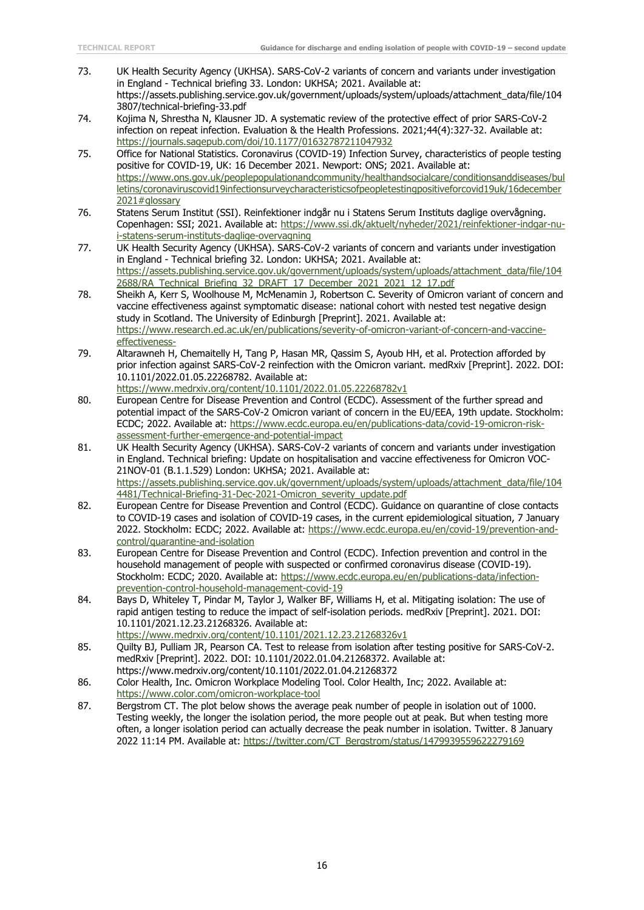73. UK Health Security Agency (UKHSA). SARS-CoV-2 variants of concern and variants under investigation in England - Technical briefing 33. London: UKHSA; 2021. Available at: https://assets.publishing.service.gov.uk/government/uploads/system/uploads/attachment_data/file/1043807/technical-briefing-33.pdf
74. Kojima N, Shrestha N, Klausner JD. A systematic review of the protective effect of prior SARS-CoV-2 infection on repeat infection. Evaluation & the Health Professions. 2021;44(4):327-32. Available at: https://journals.sagepub.com/doi/10.1177/01632787211047932
75. Office for National Statistics. Coronavirus (COVID-19) Infection Survey, characteristics of people testing positive for COVID-19, UK: 16 December 2021. Newport: ONS; 2021. Available at: https://www.ons.gov.uk/peoplepopulationandcommunity/healthandsocialcare/conditionsanddiseases/bulletins/coronaviruscovid19infectionsurveycharacteristicsofpeopletestingpositiveforcovid19uk/16december2021#glossary
76. Statens Serum Institut (SSI). Reinfektioner indgår nu i Statens Serum Instituts daglige overvågning. Copenhagen: SSI; 2021. Available at: https://www.ssi.dk/aktuelt/nyheder/2021/reinfektioner-indgar-nu-i-statens-serum-instituts-daglige-overvagning
77. UK Health Security Agency (UKHSA). SARS-CoV-2 variants of concern and variants under investigation in England - Technical briefing 32. London: UKHSA; 2021. Available at: https://assets.publishing.service.gov.uk/government/uploads/system/uploads/attachment_data/file/1042688/RA_Technical_Briefing_32_DRAFT_17_December_2021_2021_12_17.pdf
78. Sheikh A, Kerr S, Woolhouse M, McMenamin J, Robertson C. Severity of Omicron variant of concern and vaccine effectiveness against symptomatic disease: national cohort with nested test negative design study in Scotland. The University of Edinburgh [Preprint]. 2021. Available at: https://www.research.ed.ac.uk/en/publications/severity-of-omicron-variant-of-concern-and-vaccine-effectiveness-
79. Altarawneh H, Chemaitelly H, Tang P, Hasan MR, Qassim S, Ayoub HH, et al. Protection afforded by prior infection against SARS-CoV-2 reinfection with the Omicron variant. medRxiv [Preprint]. 2022. DOI: 10.1101/2022.01.05.22268782. Available at: https://www.medrxiv.org/content/10.1101/2022.01.05.22268782v1
80. European Centre for Disease Prevention and Control (ECDC). Assessment of the further spread and potential impact of the SARS-CoV-2 Omicron variant of concern in the EU/EEA, 19th update. Stockholm: ECDC; 2022. Available at: https://www.ecdc.europa.eu/en/publications-data/covid-19-omicron-risk-assessment-further-emergence-and-potential-impact
81. UK Health Security Agency (UKHSA). SARS-CoV-2 variants of concern and variants under investigation in England. Technical briefing: Update on hospitalisation and vaccine effectiveness for Omicron VOC-21NOV-01 (B.1.1.529) London: UKHSA; 2021. Available at: https://assets.publishing.service.gov.uk/government/uploads/system/uploads/attachment_data/file/1044481/Technical-Briefing-31-Dec-2021-Omicron_severity_update.pdf
82. European Centre for Disease Prevention and Control (ECDC). Guidance on quarantine of close contacts to COVID-19 cases and isolation of COVID-19 cases, in the current epidemiological situation, 7 January 2022. Stockholm: ECDC; 2022. Available at: https://www.ecdc.europa.eu/en/covid-19/prevention-and-control/quarantine-and-isolation
83. European Centre for Disease Prevention and Control (ECDC). Infection prevention and control in the household management of people with suspected or confirmed coronavirus disease (COVID-19). Stockholm: ECDC; 2020. Available at: https://www.ecdc.europa.eu/en/publications-data/infection-prevention-control-household-management-covid-19
84. Bays D, Whiteley T, Pindar M, Taylor J, Walker BF, Williams H, et al. Mitigating isolation: The use of rapid antigen testing to reduce the impact of self-isolation periods. medRxiv [Preprint]. 2021. DOI: 10.1101/2021.12.23.21268326. Available at: https://www.medrxiv.org/content/10.1101/2021.12.23.21268326v1
85. Quilty BJ, Pulliam JR, Pearson CA. Test to release from isolation after testing positive for SARS-CoV-2. medRxiv [Preprint]. 2022. DOI: 10.1101/2022.01.04.21268372. Available at: https://www.medrxiv.org/content/10.1101/2022.01.04.21268372
86. Color Health, Inc. Omicron Workplace Modeling Tool. Color Health, Inc; 2022. Available at: https://www.color.com/omicron-workplace-tool
87. Bergstrom CT. The plot below shows the average peak number of people in isolation out of 1000. Testing weekly, the longer the isolation period, the more people out at peak. But when testing more often, a longer isolation period can actually decrease the peak number in isolation. Twitter. 8 January 2022 11:14 PM. Available at: https://twitter.com/CT_Bergstrom/status/1479939559622279169